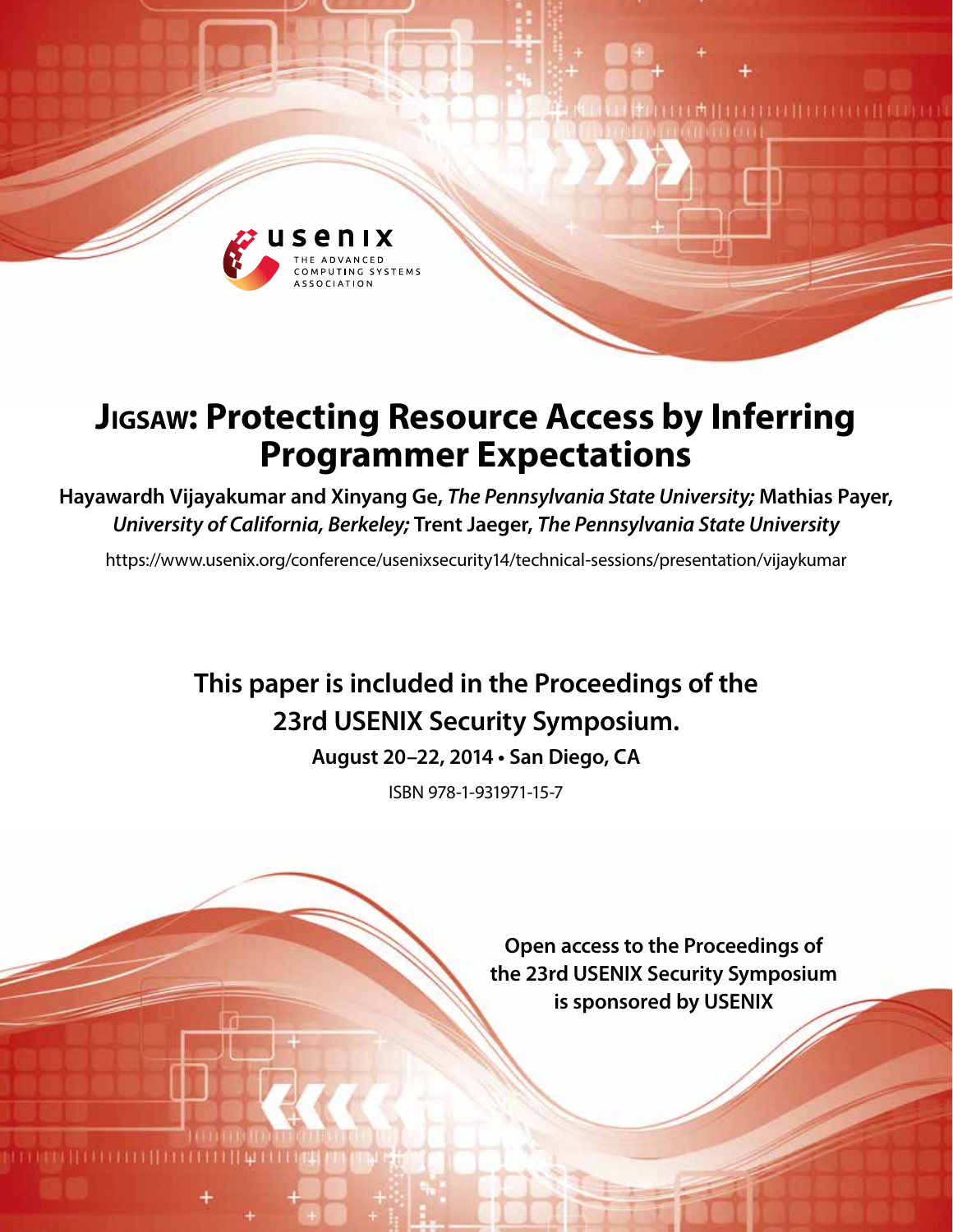# JIGSAW: Protecting Resource Access by Inferring Programmer Expectations

**Hayawardh Vijayakumar and Xinyang Ge,** ***The Pennsylvania State University;*** **Mathias Payer,** ***University of California, Berkeley;*** **Trent Jaeger,** ***The Pennsylvania State University***

https://www.usenix.org/conference/usenixsecurity14/technical-sessions/presentation/vijaykumar

**This paper is included in the Proceedings of the 23rd USENIX Security Symposium.**

**August 20–22, 2014 • San Diego, CA**

ISBN 978-1-931971-15-7

**Open access to the Proceedings of the 23rd USENIX Security Symposium is sponsored by USENIX**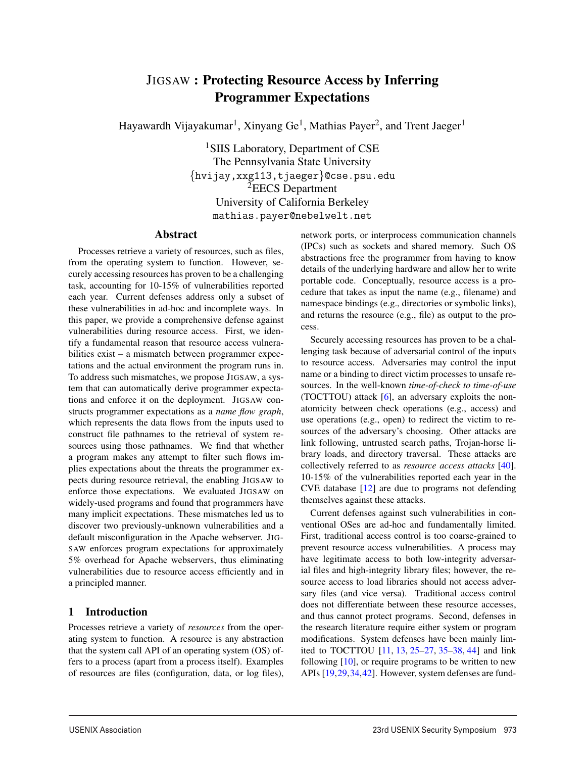# JIGSAW : Protecting Resource Access by Inferring Programmer Expectations

Hayawardh Vijayakumar[1], Xinyang Ge[1], Mathias Payer[2], and Trent Jaeger[1]

[1]SIIS Laboratory, Department of CSE
The Pennsylvania State University
{hvijay,xxg113,tjaeger}@cse.psu.edu
[2]EECS Department
University of California Berkeley
mathias.payer@nebelwelt.net

## Abstract

Processes retrieve a variety of resources, such as files, from the operating system to function. However, securely accessing resources has proven to be a challenging task, accounting for 10-15% of vulnerabilities reported each year. Current defenses address only a subset of these vulnerabilities in ad-hoc and incomplete ways. In this paper, we provide a comprehensive defense against vulnerabilities during resource access. First, we identify a fundamental reason that resource access vulnerabilities exist – a mismatch between programmer expectations and the actual environment the program runs in. To address such mismatches, we propose JIGSAW, a system that can automatically derive programmer expectations and enforce it on the deployment. JIGSAW constructs programmer expectations as a *name flow graph*, which represents the data flows from the inputs used to construct file pathnames to the retrieval of system resources using those pathnames. We find that whether a program makes any attempt to filter such flows implies expectations about the threats the programmer expects during resource retrieval, the enabling JIGSAW to enforce those expectations. We evaluated JIGSAW on widely-used programs and found that programmers have many implicit expectations. These mismatches led us to discover two previously-unknown vulnerabilities and a default misconfiguration in the Apache webserver. JIGSAW enforces program expectations for approximately 5% overhead for Apache webservers, thus eliminating vulnerabilities due to resource access efficiently and in a principled manner.

## 1 Introduction

Processes retrieve a variety of *resources* from the operating system to function. A resource is any abstraction that the system call API of an operating system (OS) offers to a process (apart from a process itself). Examples of resources are files (configuration, data, or log files), network ports, or interprocess communication channels (IPCs) such as sockets and shared memory. Such OS abstractions free the programmer from having to know details of the underlying hardware and allow her to write portable code. Conceptually, resource access is a procedure that takes as input the name (e.g., filename) and namespace bindings (e.g., directories or symbolic links), and returns the resource (e.g., file) as output to the process.

Securely accessing resources has proven to be a challenging task because of adversarial control of the inputs to resource access. Adversaries may control the input name or a binding to direct victim processes to unsafe resources. In the well-known *time-of-check to time-of-use* (TOCTTOU) attack [6], an adversary exploits the non-atomicity between check operations (e.g., access) and use operations (e.g., open) to redirect the victim to resources of the adversary's choosing. Other attacks are link following, untrusted search paths, Trojan-horse library loads, and directory traversal. These attacks are collectively referred to as *resource access attacks* [40]. 10-15% of the vulnerabilities reported each year in the CVE database [12] are due to programs not defending themselves against these attacks.

Current defenses against such vulnerabilities in conventional OSes are ad-hoc and fundamentally limited. First, traditional access control is too coarse-grained to prevent resource access vulnerabilities. A process may have legitimate access to both low-integrity adversarial files and high-integrity library files; however, the resource access to load libraries should not access adversary files (and vice versa). Traditional access control does not differentiate between these resource accesses, and thus cannot protect programs. Second, defenses in the research literature require either system or program modifications. System defenses have been mainly limited to TOCTTOU [11, 13, 25–27, 35–38, 44] and link following [10], or require programs to be written to new APIs [19,29,34,42]. However, system defenses are fund-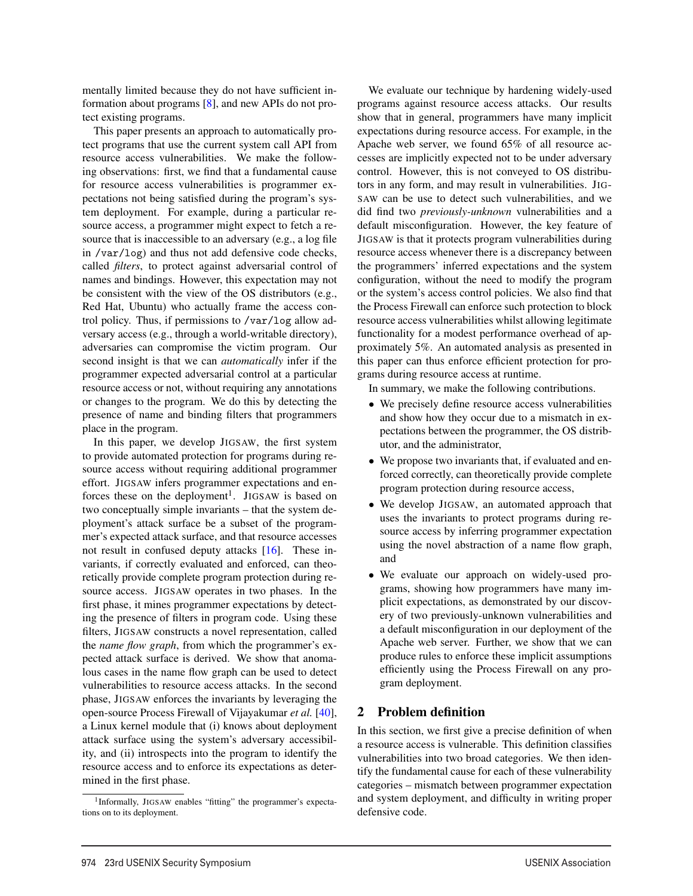mentally limited because they do not have sufficient information about programs [8], and new APIs do not protect existing programs.

This paper presents an approach to automatically protect programs that use the current system call API from resource access vulnerabilities. We make the following observations: first, we find that a fundamental cause for resource access vulnerabilities is programmer expectations not being satisfied during the program's system deployment. For example, during a particular resource access, a programmer might expect to fetch a resource that is inaccessible to an adversary (e.g., a log file in /var/log) and thus not add defensive code checks, called *filters*, to protect against adversarial control of names and bindings. However, this expectation may not be consistent with the view of the OS distributors (e.g., Red Hat, Ubuntu) who actually frame the access control policy. Thus, if permissions to /var/log allow adversary access (e.g., through a world-writable directory), adversaries can compromise the victim program. Our second insight is that we can *automatically* infer if the programmer expected adversarial control at a particular resource access or not, without requiring any annotations or changes to the program. We do this by detecting the presence of name and binding filters that programmers place in the program.

In this paper, we develop JIGSAW, the first system to provide automated protection for programs during resource access without requiring additional programmer effort. JIGSAW infers programmer expectations and enforces these on the deployment[1]. JIGSAW is based on two conceptually simple invariants – that the system deployment's attack surface be a subset of the programmer's expected attack surface, and that resource accesses not result in confused deputy attacks [16]. These invariants, if correctly evaluated and enforced, can theoretically provide complete program protection during resource access. JIGSAW operates in two phases. In the first phase, it mines programmer expectations by detecting the presence of filters in program code. Using these filters, JIGSAW constructs a novel representation, called the *name flow graph*, from which the programmer's expected attack surface is derived. We show that anomalous cases in the name flow graph can be used to detect vulnerabilities to resource access attacks. In the second phase, JIGSAW enforces the invariants by leveraging the open-source Process Firewall of Vijayakumar *et al.* [40], a Linux kernel module that (i) knows about deployment attack surface using the system's adversary accessibility, and (ii) introspects into the program to identify the resource access and to enforce its expectations as determined in the first phase.

[1] Informally, JIGSAW enables "fitting" the programmer's expectations on to its deployment.

We evaluate our technique by hardening widely-used programs against resource access attacks. Our results show that in general, programmers have many implicit expectations during resource access. For example, in the Apache web server, we found 65% of all resource accesses are implicitly expected not to be under adversary control. However, this is not conveyed to OS distributors in any form, and may result in vulnerabilities. JIGSAW can be use to detect such vulnerabilities, and we did find two *previously-unknown* vulnerabilities and a default misconfiguration. However, the key feature of JIGSAW is that it protects program vulnerabilities during resource access whenever there is a discrepancy between the programmers' inferred expectations and the system configuration, without the need to modify the program or the system's access control policies. We also find that the Process Firewall can enforce such protection to block resource access vulnerabilities whilst allowing legitimate functionality for a modest performance overhead of approximately 5%. An automated analysis as presented in this paper can thus enforce efficient protection for programs during resource access at runtime.

In summary, we make the following contributions.

- We precisely define resource access vulnerabilities and show how they occur due to a mismatch in expectations between the programmer, the OS distributor, and the administrator,
- We propose two invariants that, if evaluated and enforced correctly, can theoretically provide complete program protection during resource access,
- We develop JIGSAW, an automated approach that uses the invariants to protect programs during resource access by inferring programmer expectation using the novel abstraction of a name flow graph, and
- We evaluate our approach on widely-used programs, showing how programmers have many implicit expectations, as demonstrated by our discovery of two previously-unknown vulnerabilities and a default misconfiguration in our deployment of the Apache web server. Further, we show that we can produce rules to enforce these implicit assumptions efficiently using the Process Firewall on any program deployment.

## 2 Problem definition

In this section, we first give a precise definition of when a resource access is vulnerable. This definition classifies vulnerabilities into two broad categories. We then identify the fundamental cause for each of these vulnerability categories – mismatch between programmer expectation and system deployment, and difficulty in writing proper defensive code.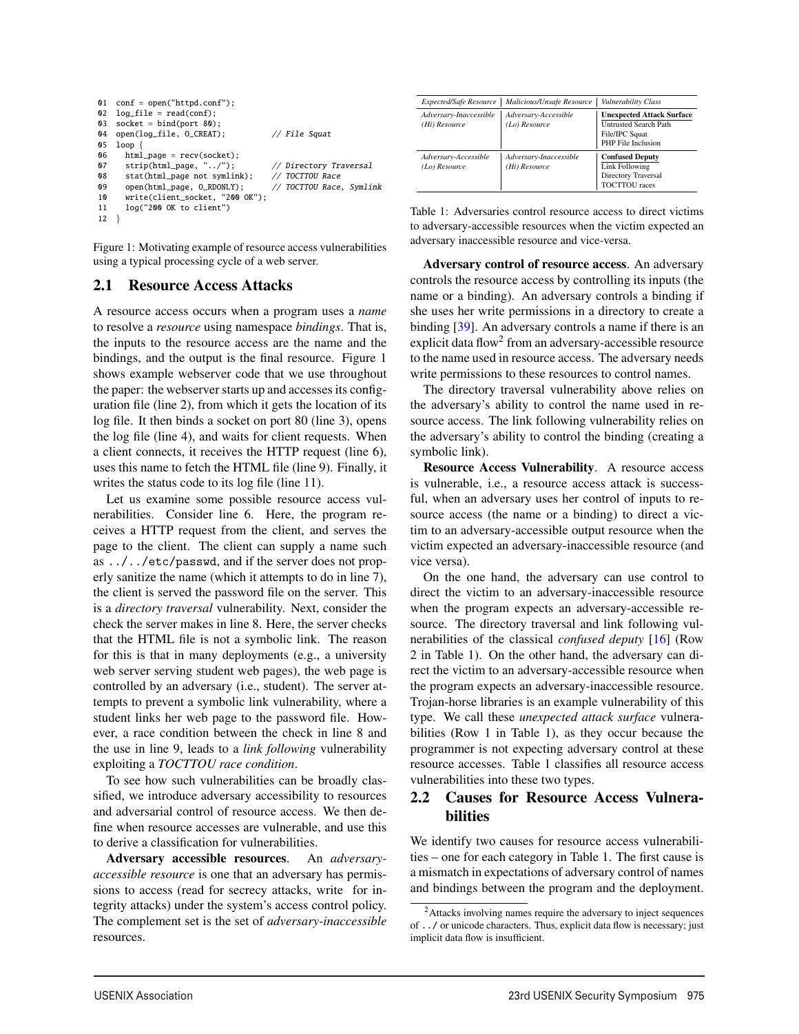```
01  conf = open("httpd.conf");
02  log_file = read(conf);
03  socket = bind(port 80);
04  open(log_file, O_CREAT);          // File Squat
05  loop {
06    html_page = recv(socket);
07    strip(html_page, "../");        // Directory Traversal
08    stat(html_page not symlink);    // TOCTTOU Race
09    open(html_page, O_RDONLY);      // TOCTTOU Race, Symlink
10    write(client_socket, "200 OK");
11    log("200 OK to client")
12  }
```

Figure 1: Motivating example of resource access vulnerabilities using a typical processing cycle of a web server.

## 2.1 Resource Access Attacks

A resource access occurs when a program uses a *name* to resolve a *resource* using namespace *bindings*. That is, the inputs to the resource access are the name and the bindings, and the output is the final resource. Figure 1 shows example webserver code that we use throughout the paper: the webserver starts up and accesses its configuration file (line 2), from which it gets the location of its log file. It then binds a socket on port 80 (line 3), opens the log file (line 4), and waits for client requests. When a client connects, it receives the HTTP request (line 6), uses this name to fetch the HTML file (line 9). Finally, it writes the status code to its log file (line 11).

Let us examine some possible resource access vulnerabilities. Consider line 6. Here, the program receives a HTTP request from the client, and serves the page to the client. The client can supply a name such as `../../etc/passwd`, and if the server does not properly sanitize the name (which it attempts to do in line 7), the client is served the password file on the server. This is a *directory traversal* vulnerability. Next, consider the check the server makes in line 8. Here, the server checks that the HTML file is not a symbolic link. The reason for this is that in many deployments (e.g., a university web server serving student web pages), the web page is controlled by an adversary (i.e., student). The server attempts to prevent a symbolic link vulnerability, where a student links her web page to the password file. However, a race condition between the check in line 8 and the use in line 9, leads to a *link following* vulnerability exploiting a *TOCTTOU race condition*.

To see how such vulnerabilities can be broadly classified, we introduce adversary accessibility to resources and adversarial control of resource access. We then define when resource accesses are vulnerable, and use this to derive a classification for vulnerabilities.

**Adversary accessible resources**. An *adversary-accessible resource* is one that an adversary has permissions to access (read for secrecy attacks, write for integrity attacks) under the system's access control policy. The complement set is the set of *adversary-inaccessible* resources.

| *Expected/Safe Resource* | *Malicious/Unsafe Resource* | *Vulnerability Class* |
|---|---|---|
| *Adversary-Inaccessible (Hi) Resource* | *Adversary-Accessible (Lo) Resource* | **Unexpected Attack Surface**<br>Untrusted Search Path<br>File/IPC Squat<br>PHP File Inclusion |
| *Adversary-Accessible (Lo) Resource* | *Adversary-Inaccessible (Hi) Resource* | **Confused Deputy**<br>Link Following<br>Directory Traversal<br>TOCTTOU races |

Table 1: Adversaries control resource access to direct victims to adversary-accessible resources when the victim expected an adversary inaccessible resource and vice-versa.

**Adversary control of resource access**. An adversary controls the resource access by controlling its inputs (the name or a binding). An adversary controls a binding if she uses her write permissions in a directory to create a binding [39]. An adversary controls a name if there is an explicit data flow[2] from an adversary-accessible resource to the name used in resource access. The adversary needs write permissions to these resources to control names.

The directory traversal vulnerability above relies on the adversary's ability to control the name used in resource access. The link following vulnerability relies on the adversary's ability to control the binding (creating a symbolic link).

**Resource Access Vulnerability**. A resource access is vulnerable, i.e., a resource access attack is successful, when an adversary uses her control of inputs to resource access (the name or a binding) to direct a victim to an adversary-accessible output resource when the victim expected an adversary-inaccessible resource (and vice versa).

On the one hand, the adversary can use control to direct the victim to an adversary-inaccessible resource when the program expects an adversary-accessible resource. The directory traversal and link following vulnerabilities of the classical *confused deputy* [16] (Row 2 in Table 1). On the other hand, the adversary can direct the victim to an adversary-accessible resource when the program expects an adversary-inaccessible resource. Trojan-horse libraries is an example vulnerability of this type. We call these *unexpected attack surface* vulnerabilities (Row 1 in Table 1), as they occur because the programmer is not expecting adversary control at these resource accesses. Table 1 classifies all resource access vulnerabilities into these two types.

## 2.2 Causes for Resource Access Vulnerabilities

We identify two causes for resource access vulnerabilities – one for each category in Table 1. The first cause is a mismatch in expectations of adversary control of names and bindings between the program and the deployment.

[2] Attacks involving names require the adversary to inject sequences of `../` or unicode characters. Thus, explicit data flow is necessary; just implicit data flow is insufficient.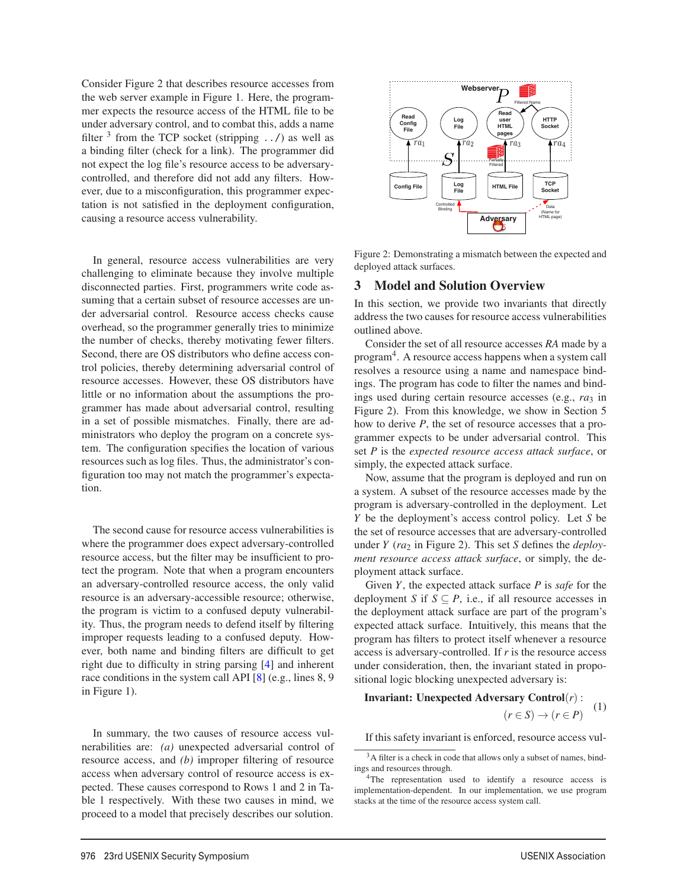Consider Figure 2 that describes resource accesses from the web server example in Figure 1. Here, the programmer expects the resource access of the HTML file to be under adversary control, and to combat this, adds a name filter [3] from the TCP socket (stripping `../`) as well as a binding filter (check for a link). The programmer did not expect the log file's resource access to be adversary-controlled, and therefore did not add any filters. However, due to a misconfiguration, this programmer expectation is not satisfied in the deployment configuration, causing a resource access vulnerability.

In general, resource access vulnerabilities are very challenging to eliminate because they involve multiple disconnected parties. First, programmers write code assuming that a certain subset of resource accesses are under adversarial control. Resource access checks cause overhead, so the programmer generally tries to minimize the number of checks, thereby motivating fewer filters. Second, there are OS distributors who define access control policies, thereby determining adversarial control of resource accesses. However, these OS distributors have little or no information about the assumptions the programmer has made about adversarial control, resulting in a set of possible mismatches. Finally, there are administrators who deploy the program on a concrete system. The configuration specifies the location of various resources such as log files. Thus, the administrator's configuration too may not match the programmer's expectation.

The second cause for resource access vulnerabilities is where the programmer does expect adversary-controlled resource access, but the filter may be insufficient to protect the program. Note that when a program encounters an adversary-controlled resource access, the only valid resource is an adversary-accessible resource; otherwise, the program is victim to a confused deputy vulnerability. Thus, the program needs to defend itself by filtering improper requests leading to a confused deputy. However, both name and binding filters are difficult to get right due to difficulty in string parsing [4] and inherent race conditions in the system call API [8] (e.g., lines 8, 9 in Figure 1).

In summary, the two causes of resource access vulnerabilities are: *(a)* unexpected adversarial control of resource access, and *(b)* improper filtering of resource access when adversary control of resource access is expected. These causes correspond to Rows 1 and 2 in Table 1 respectively. With these two causes in mind, we proceed to a model that precisely describes our solution.

Figure 2: Demonstrating a mismatch between the expected and deployed attack surfaces.

## 3 Model and Solution Overview

In this section, we provide two invariants that directly address the two causes for resource access vulnerabilities outlined above.

Consider the set of all resource accesses *RA* made by a program[4]. A resource access happens when a system call resolves a resource using a name and namespace bindings. The program has code to filter the names and bindings used during certain resource accesses (e.g., $ra_3$ in Figure 2). From this knowledge, we show in Section 5 how to derive $P$, the set of resource accesses that a programmer expects to be under adversarial control. This set $P$ is the *expected resource access attack surface*, or simply, the expected attack surface.

Now, assume that the program is deployed and run on a system. A subset of the resource accesses made by the program is adversary-controlled in the deployment. Let $Y$ be the deployment's access control policy. Let $S$ be the set of resource accesses that are adversary-controlled under $Y$ ($ra_2$ in Figure 2). This set $S$ defines the *deployment resource access attack surface*, or simply, the deployment attack surface.

Given $Y$, the expected attack surface $P$ is *safe* for the deployment $S$ if $S \subseteq P$, i.e., if all resource accesses in the deployment attack surface are part of the program's expected attack surface. Intuitively, this means that the program has filters to protect itself whenever a resource access is adversary-controlled. If $r$ is the resource access under consideration, then, the invariant stated in propositional logic blocking unexpected adversary is:

$$\textbf{Invariant: Unexpected Adversary Control}(r): \quad (r \in S) \rightarrow (r \in P) \tag{1}$$

If this safety invariant is enforced, resource access vul-

[3] A filter is a check in code that allows only a subset of names, bindings and resources through.

[4] The representation used to identify a resource access is implementation-dependent. In our implementation, we use program stacks at the time of the resource access system call.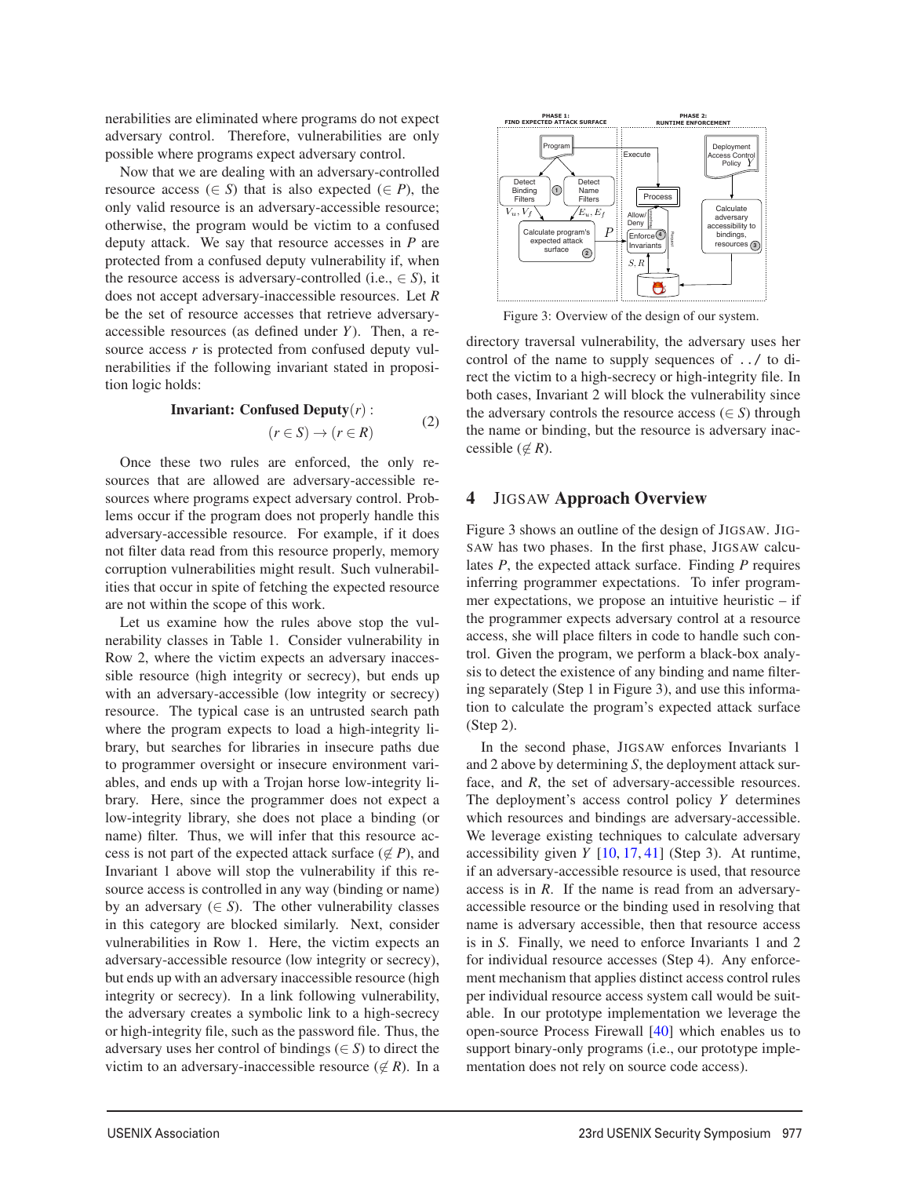nerabilities are eliminated where programs do not expect adversary control. Therefore, vulnerabilities are only possible where programs expect adversary control.

Now that we are dealing with an adversary-controlled resource access ($\in S$) that is also expected ($\in P$), the only valid resource is an adversary-accessible resource; otherwise, the program would be victim to a confused deputy attack. We say that resource accesses in $P$ are protected from a confused deputy vulnerability if, when the resource access is adversary-controlled (i.e., $\in S$), it does not accept adversary-inaccessible resources. Let $R$ be the set of resource accesses that retrieve adversary-accessible resources (as defined under $Y$). Then, a resource access $r$ is protected from confused deputy vulnerabilities if the following invariant stated in proposition logic holds:

$$\textbf{Invariant: Confused Deputy}(r): \quad (r \in S) \rightarrow (r \in R) \tag{2}$$

Once these two rules are enforced, the only resources that are allowed are adversary-accessible resources where programs expect adversary control. Problems occur if the program does not properly handle this adversary-accessible resource. For example, if it does not filter data read from this resource properly, memory corruption vulnerabilities might result. Such vulnerabilities that occur in spite of fetching the expected resource are not within the scope of this work.

Let us examine how the rules above stop the vulnerability classes in Table 1. Consider vulnerability in Row 2, where the victim expects an adversary inaccessible resource (high integrity or secrecy), but ends up with an adversary-accessible (low integrity or secrecy) resource. The typical case is an untrusted search path where the program expects to load a high-integrity library, but searches for libraries in insecure paths due to programmer oversight or insecure environment variables, and ends up with a Trojan horse low-integrity library. Here, since the programmer does not expect a low-integrity library, she does not place a binding (or name) filter. Thus, we will infer that this resource access is not part of the expected attack surface ($\notin P$), and Invariant 1 above will stop the vulnerability if this resource access is controlled in any way (binding or name) by an adversary ($\in S$). The other vulnerability classes in this category are blocked similarly. Next, consider vulnerabilities in Row 1. Here, the victim expects an adversary-accessible resource (low integrity or secrecy), but ends up with an adversary inaccessible resource (high integrity or secrecy). In a link following vulnerability, the adversary creates a symbolic link to a high-secrecy or high-integrity file, such as the password file. Thus, the adversary uses her control of bindings ($\in S$) to direct the victim to an adversary-inaccessible resource ($\notin R$). In a directory traversal vulnerability, the adversary uses her control of the name to supply sequences of `../` to direct the victim to a high-secrecy or high-integrity file. In both cases, Invariant 2 will block the vulnerability since the adversary controls the resource access ($\in S$) through the name or binding, but the resource is adversary inaccessible ($\notin R$).

Figure 3: Overview of the design of our system.

## 4 JIGSAW Approach Overview

Figure 3 shows an outline of the design of JIGSAW. JIGSAW has two phases. In the first phase, JIGSAW calculates $P$, the expected attack surface. Finding $P$ requires inferring programmer expectations. To infer programmer expectations, we propose an intuitive heuristic – if the programmer expects adversary control at a resource access, she will place filters in code to handle such control. Given the program, we perform a black-box analysis to detect the existence of any binding and name filtering separately (Step 1 in Figure 3), and use this information to calculate the program's expected attack surface (Step 2).

In the second phase, JIGSAW enforces Invariants 1 and 2 above by determining $S$, the deployment attack surface, and $R$, the set of adversary-accessible resources. The deployment's access control policy $Y$ determines which resources and bindings are adversary-accessible. We leverage existing techniques to calculate adversary accessibility given $Y$ [10, 17, 41] (Step 3). At runtime, if an adversary-accessible resource is used, that resource access is in $R$. If the name is read from an adversary-accessible resource or the binding used in resolving that name is adversary accessible, then that resource access is in $S$. Finally, we need to enforce Invariants 1 and 2 for individual resource accesses (Step 4). Any enforcement mechanism that applies distinct access control rules per individual resource access system call would be suitable. In our prototype implementation we leverage the open-source Process Firewall [40] which enables us to support binary-only programs (i.e., our prototype implementation does not rely on source code access).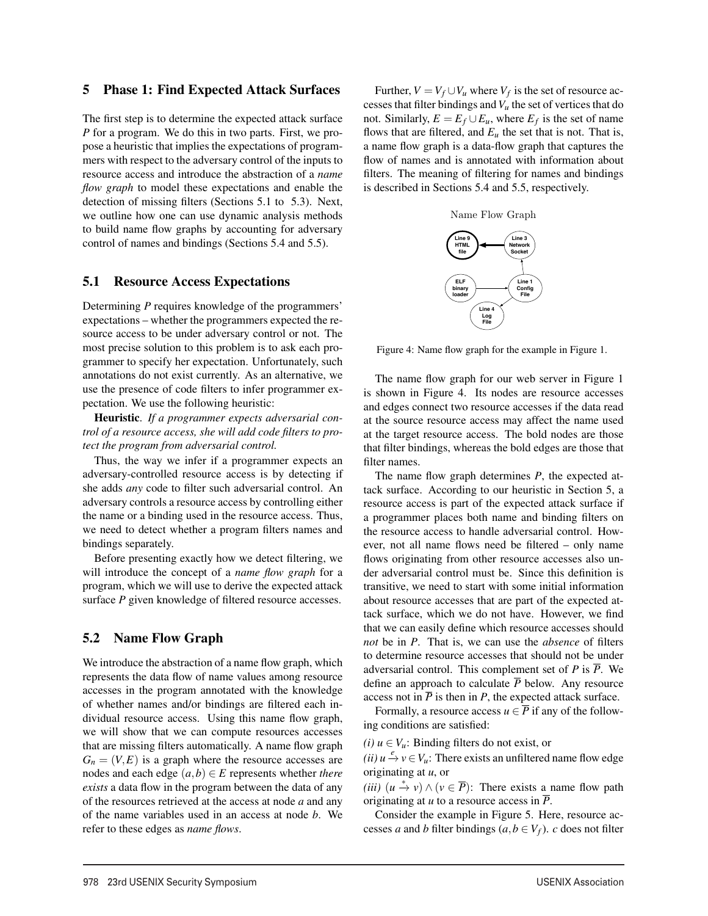## 5 Phase 1: Find Expected Attack Surfaces

The first step is to determine the expected attack surface $P$ for a program. We do this in two parts. First, we propose a heuristic that implies the expectations of programmers with respect to the adversary control of the inputs to resource access and introduce the abstraction of a *name flow graph* to model these expectations and enable the detection of missing filters (Sections 5.1 to 5.3). Next, we outline how one can use dynamic analysis methods to build name flow graphs by accounting for adversary control of names and bindings (Sections 5.4 and 5.5).

### 5.1 Resource Access Expectations

Determining $P$ requires knowledge of the programmers' expectations – whether the programmers expected the resource access to be under adversary control or not. The most precise solution to this problem is to ask each programmer to specify her expectation. Unfortunately, such annotations do not exist currently. As an alternative, we use the presence of code filters to infer programmer expectation. We use the following heuristic:

**Heuristic**. *If a programmer expects adversarial control of a resource access, she will add code filters to protect the program from adversarial control.*

Thus, the way we infer if a programmer expects an adversary-controlled resource access is by detecting if she adds *any* code to filter such adversarial control. An adversary controls a resource access by controlling either the name or a binding used in the resource access. Thus, we need to detect whether a program filters names and bindings separately.

Before presenting exactly how we detect filtering, we will introduce the concept of a *name flow graph* for a program, which we will use to derive the expected attack surface $P$ given knowledge of filtered resource accesses.

### 5.2 Name Flow Graph

We introduce the abstraction of a name flow graph, which represents the data flow of name values among resource accesses in the program annotated with the knowledge of whether names and/or bindings are filtered each individual resource access. Using this name flow graph, we will show that we can compute resources accesses that are missing filters automatically. A name flow graph $G_n = (V, E)$ is a graph where the resource accesses are nodes and each edge $(a, b) \in E$ represents whether *there exists* a data flow in the program between the data of any of the resources retrieved at the access at node $a$ and any of the name variables used in an access at node $b$. We refer to these edges as *name flows*.

Further, $V = V_f \cup V_u$ where $V_f$ is the set of resource accesses that filter bindings and $V_u$ the set of vertices that do not. Similarly, $E = E_f \cup E_u$, where $E_f$ is the set of name flows that are filtered, and $E_u$ the set that is not. That is, a name flow graph is a data-flow graph that captures the flow of names and is annotated with information about filters. The meaning of filtering for names and bindings is described in Sections 5.4 and 5.5, respectively.

Name Flow Graph

Line 9 HTML file | Line 3 Network Socket | ELF binary loader | Line 1 Config File | Line 4 Log File

Figure 4: Name flow graph for the example in Figure 1.

The name flow graph for our web server in Figure 1 is shown in Figure 4. Its nodes are resource accesses and edges connect two resource accesses if the data read at the source resource access may affect the name used at the target resource access. The bold nodes are those that filter bindings, whereas the bold edges are those that filter names.

The name flow graph determines $P$, the expected attack surface. According to our heuristic in Section 5, a resource access is part of the expected attack surface if a programmer places both name and binding filters on the resource access to handle adversarial control. However, not all name flows need be filtered – only name flows originating from other resource accesses also under adversarial control must be. Since this definition is transitive, we need to start with some initial information about resource accesses that are part of the expected attack surface, which we do not have. However, we find that we can easily define which resource accesses should *not* be in $P$. That is, we can use the *absence* of filters to determine resource accesses that should not be under adversarial control. This complement set of $P$ is $\overline{P}$. We define an approach to calculate $\overline{P}$ below. Any resource access not in $\overline{P}$ is then in $P$, the expected attack surface.

Formally, a resource access $u \in \overline{P}$ if any of the following conditions are satisfied:

*(i)* $u \in V_u$: Binding filters do not exist, or

*(ii)* $u \xrightarrow{e} v \in V_u$: There exists an unfiltered name flow edge originating at $u$, or

*(iii)* $(u \xrightarrow{*} v) \wedge (v \in \overline{P})$: There exists a name flow path originating at $u$ to a resource access in $\overline{P}$.

Consider the example in Figure 5. Here, resource accesses $a$ and $b$ filter bindings ($a, b \in V_f$). $c$ does not filter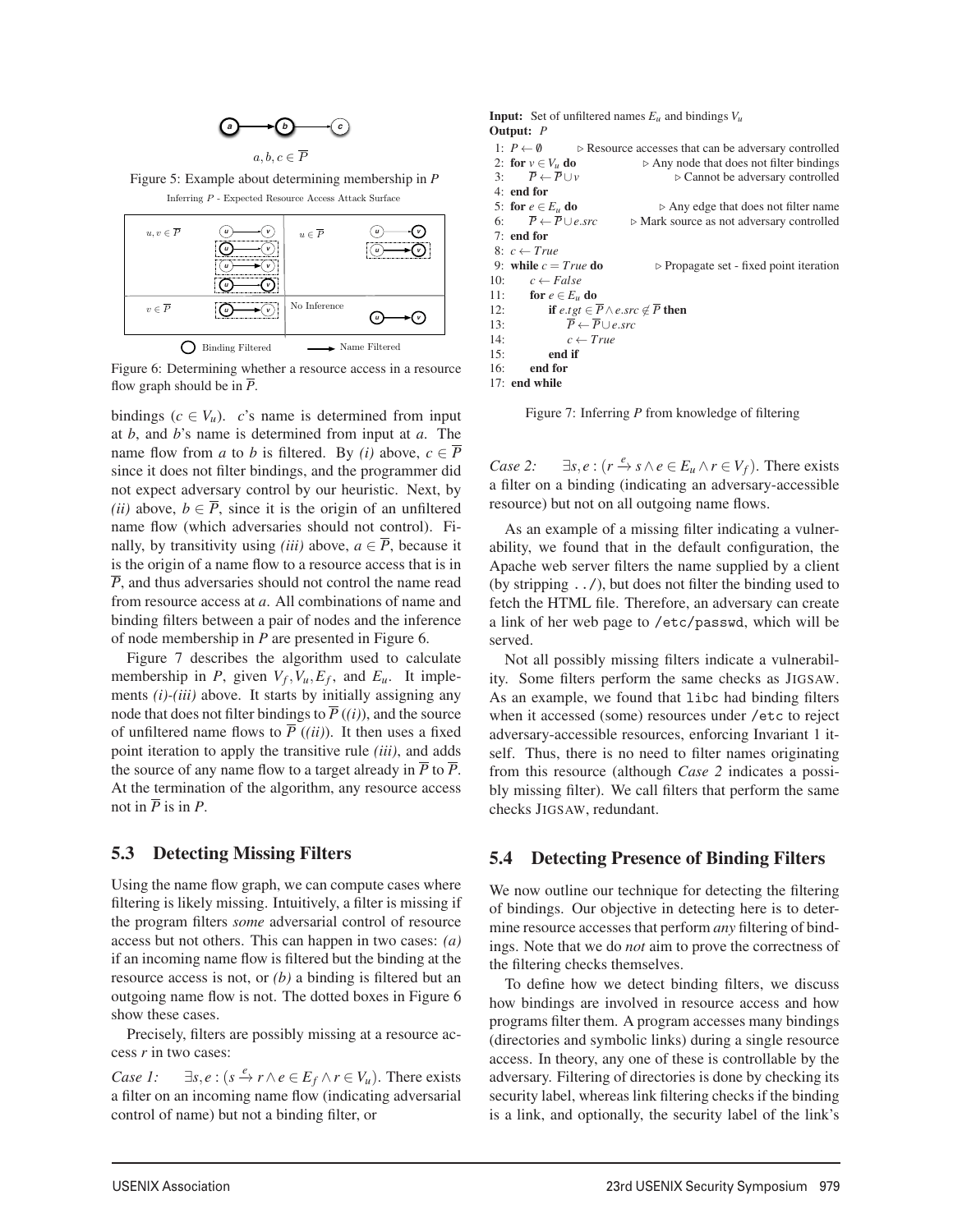$a, b, c \in \overline{P}$

Figure 5: Example about determining membership in $P$

Inferring $P$ - Expected Resource Access Attack Surface

Figure 6: Determining whether a resource access in a resource flow graph should be in $\overline{P}$.

bindings ($c \in V_u$). $c$'s name is determined from input at $b$, and $b$'s name is determined from input at $a$. The name flow from $a$ to $b$ is filtered. By *(i)* above, $c \in \overline{P}$ since it does not filter bindings, and the programmer did not expect adversary control by our heuristic. Next, by *(ii)* above, $b \in \overline{P}$, since it is the origin of an unfiltered name flow (which adversaries should not control). Finally, by transitivity using *(iii)* above, $a \in \overline{P}$, because it is the origin of a name flow to a resource access that is in $\overline{P}$, and thus adversaries should not control the name read from resource access at $a$. All combinations of name and binding filters between a pair of nodes and the inference of node membership in $P$ are presented in Figure 6.

Figure 7 describes the algorithm used to calculate membership in $P$, given $V_f, V_u, E_f$, and $E_u$. It implements *(i)*-*(iii)* above. It starts by initially assigning any node that does not filter bindings to $\overline{P}$ (*(i)*), and the source of unfiltered name flows to $\overline{P}$ (*(ii)*). It then uses a fixed point iteration to apply the transitive rule *(iii)*, and adds the source of any name flow to a target already in $\overline{P}$ to $\overline{P}$. At the termination of the algorithm, any resource access not in $\overline{P}$ is in $P$.

**Input:** Set of unfiltered names $E_u$ and bindings $V_u$
**Output:** $P$

```
1: P ← ∅                    ▷ Resource accesses that can be adversary controlled
2: for v ∈ V_u do           ▷ Any node that does not filter bindings
3:     P̄ ← P̄ ∪ v            ▷ Cannot be adversary controlled
4: end for
5: for e ∈ E_u do           ▷ Any edge that does not filter name
6:     P̄ ← P̄ ∪ e.src        ▷ Mark source as not adversary controlled
7: end for
8: c ← True
9: while c = True do        ▷ Propagate set - fixed point iteration
10:    c ← False
11:    for e ∈ E_u do
12:        if e.tgt ∈ P̄ ∧ e.src ∉ P̄ then
13:            P̄ ← P̄ ∪ e.src
14:            c ← True
15:        end if
16:    end for
17: end while
```

Figure 7: Inferring $P$ from knowledge of filtering

## 5.3 Detecting Missing Filters

Using the name flow graph, we can compute cases where filtering is likely missing. Intuitively, a filter is missing if the program filters *some* adversarial control of resource access but not others. This can happen in two cases: *(a)* if an incoming name flow is filtered but the binding at the resource access is not, or *(b)* a binding is filtered but an outgoing name flow is not. The dotted boxes in Figure 6 show these cases.

Precisely, filters are possibly missing at a resource access $r$ in two cases:

*Case 1:* $\exists s, e : (s \xrightarrow{e} r \wedge e \in E_f \wedge r \in V_u)$. There exists a filter on an incoming name flow (indicating adversarial control of name) but not a binding filter, or

*Case 2:* $\exists s, e : (r \xrightarrow{e} s \wedge e \in E_u \wedge r \in V_f)$. There exists a filter on a binding (indicating an adversary-accessible resource) but not on all outgoing name flows.

As an example of a missing filter indicating a vulnerability, we found that in the default configuration, the Apache web server filters the name supplied by a client (by stripping `../`), but does not filter the binding used to fetch the HTML file. Therefore, an adversary can create a link of her web page to `/etc/passwd`, which will be served.

Not all possibly missing filters indicate a vulnerability. Some filters perform the same checks as JIGSAW. As an example, we found that `libc` had binding filters when it accessed (some) resources under `/etc` to reject adversary-accessible resources, enforcing Invariant 1 itself. Thus, there is no need to filter names originating from this resource (although *Case 2* indicates a possibly missing filter). We call filters that perform the same checks JIGSAW, redundant.

## 5.4 Detecting Presence of Binding Filters

We now outline our technique for detecting the filtering of bindings. Our objective in detecting here is to determine resource accesses that perform *any* filtering of bindings. Note that we do *not* aim to prove the correctness of the filtering checks themselves.

To define how we detect binding filters, we discuss how bindings are involved in resource access and how programs filter them. A program accesses many bindings (directories and symbolic links) during a single resource access. In theory, any one of these is controllable by the adversary. Filtering of directories is done by checking its security label, whereas link filtering checks if the binding is a link, and optionally, the security label of the link's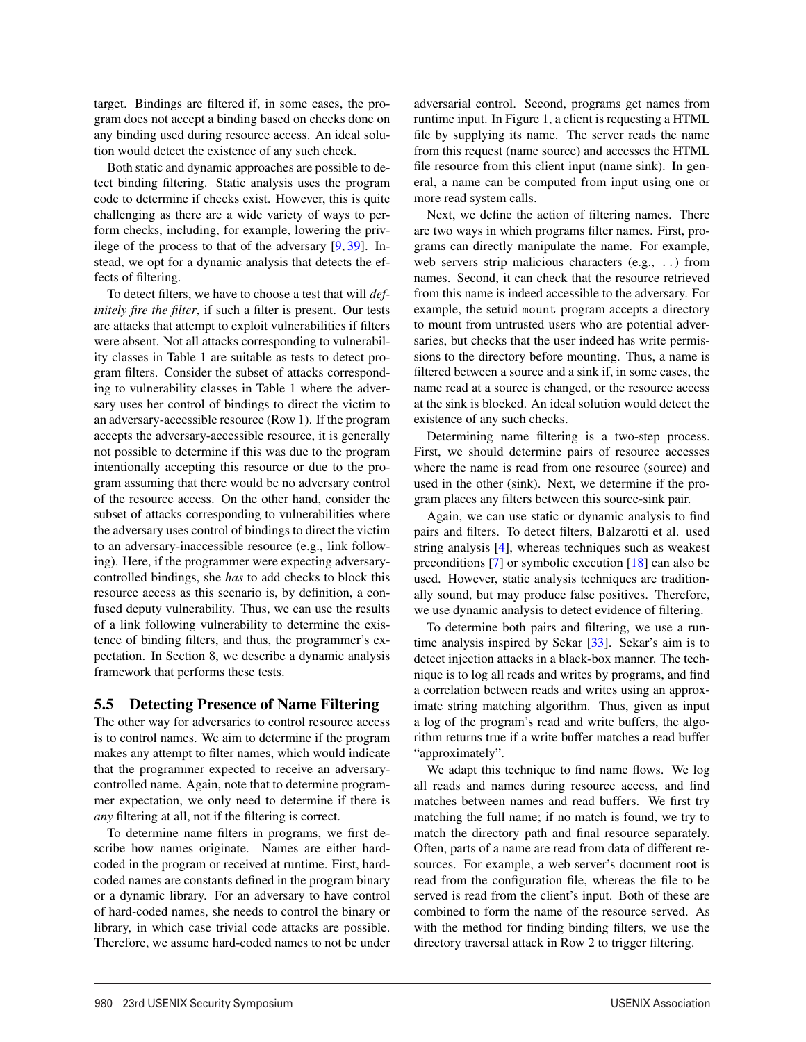target. Bindings are filtered if, in some cases, the program does not accept a binding based on checks done on any binding used during resource access. An ideal solution would detect the existence of any such check.

Both static and dynamic approaches are possible to detect binding filtering. Static analysis uses the program code to determine if checks exist. However, this is quite challenging as there are a wide variety of ways to perform checks, including, for example, lowering the privilege of the process to that of the adversary [9, 39]. Instead, we opt for a dynamic analysis that detects the effects of filtering.

To detect filters, we have to choose a test that will *definitely fire the filter*, if such a filter is present. Our tests are attacks that attempt to exploit vulnerabilities if filters were absent. Not all attacks corresponding to vulnerability classes in Table 1 are suitable as tests to detect program filters. Consider the subset of attacks corresponding to vulnerability classes in Table 1 where the adversary uses her control of bindings to direct the victim to an adversary-accessible resource (Row 1). If the program accepts the adversary-accessible resource, it is generally not possible to determine if this was due to the program intentionally accepting this resource or due to the program assuming that there would be no adversary control of the resource access. On the other hand, consider the subset of attacks corresponding to vulnerabilities where the adversary uses control of bindings to direct the victim to an adversary-inaccessible resource (e.g., link following). Here, if the programmer were expecting adversary-controlled bindings, she *has* to add checks to block this resource access as this scenario is, by definition, a confused deputy vulnerability. Thus, we can use the results of a link following vulnerability to determine the existence of binding filters, and thus, the programmer's expectation. In Section 8, we describe a dynamic analysis framework that performs these tests.

## 5.5 Detecting Presence of Name Filtering

The other way for adversaries to control resource access is to control names. We aim to determine if the program makes any attempt to filter names, which would indicate that the programmer expected to receive an adversary-controlled name. Again, note that to determine programmer expectation, we only need to determine if there is *any* filtering at all, not if the filtering is correct.

To determine name filters in programs, we first describe how names originate. Names are either hard-coded in the program or received at runtime. First, hard-coded names are constants defined in the program binary or a dynamic library. For an adversary to have control of hard-coded names, she needs to control the binary or library, in which case trivial code attacks are possible. Therefore, we assume hard-coded names to not be under adversarial control. Second, programs get names from runtime input. In Figure 1, a client is requesting a HTML file by supplying its name. The server reads the name from this request (name source) and accesses the HTML file resource from this client input (name sink). In general, a name can be computed from input using one or more read system calls.

Next, we define the action of filtering names. There are two ways in which programs filter names. First, programs can directly manipulate the name. For example, web servers strip malicious characters (e.g., `..`) from names. Second, it can check that the resource retrieved from this name is indeed accessible to the adversary. For example, the setuid `mount` program accepts a directory to mount from untrusted users who are potential adversaries, but checks that the user indeed has write permissions to the directory before mounting. Thus, a name is filtered between a source and a sink if, in some cases, the name read at a source is changed, or the resource access at the sink is blocked. An ideal solution would detect the existence of any such checks.

Determining name filtering is a two-step process. First, we should determine pairs of resource accesses where the name is read from one resource (source) and used in the other (sink). Next, we determine if the program places any filters between this source-sink pair.

Again, we can use static or dynamic analysis to find pairs and filters. To detect filters, Balzarotti et al. used string analysis [4], whereas techniques such as weakest preconditions [7] or symbolic execution [18] can also be used. However, static analysis techniques are traditionally sound, but may produce false positives. Therefore, we use dynamic analysis to detect evidence of filtering.

To determine both pairs and filtering, we use a runtime analysis inspired by Sekar [33]. Sekar's aim is to detect injection attacks in a black-box manner. The technique is to log all reads and writes by programs, and find a correlation between reads and writes using an approximate string matching algorithm. Thus, given as input a log of the program's read and write buffers, the algorithm returns true if a write buffer matches a read buffer "approximately".

We adapt this technique to find name flows. We log all reads and names during resource access, and find matches between names and read buffers. We first try matching the full name; if no match is found, we try to match the directory path and final resource separately. Often, parts of a name are read from data of different resources. For example, a web server's document root is read from the configuration file, whereas the file to be served is read from the client's input. Both of these are combined to form the name of the resource served. As with the method for finding binding filters, we use the directory traversal attack in Row 2 to trigger filtering.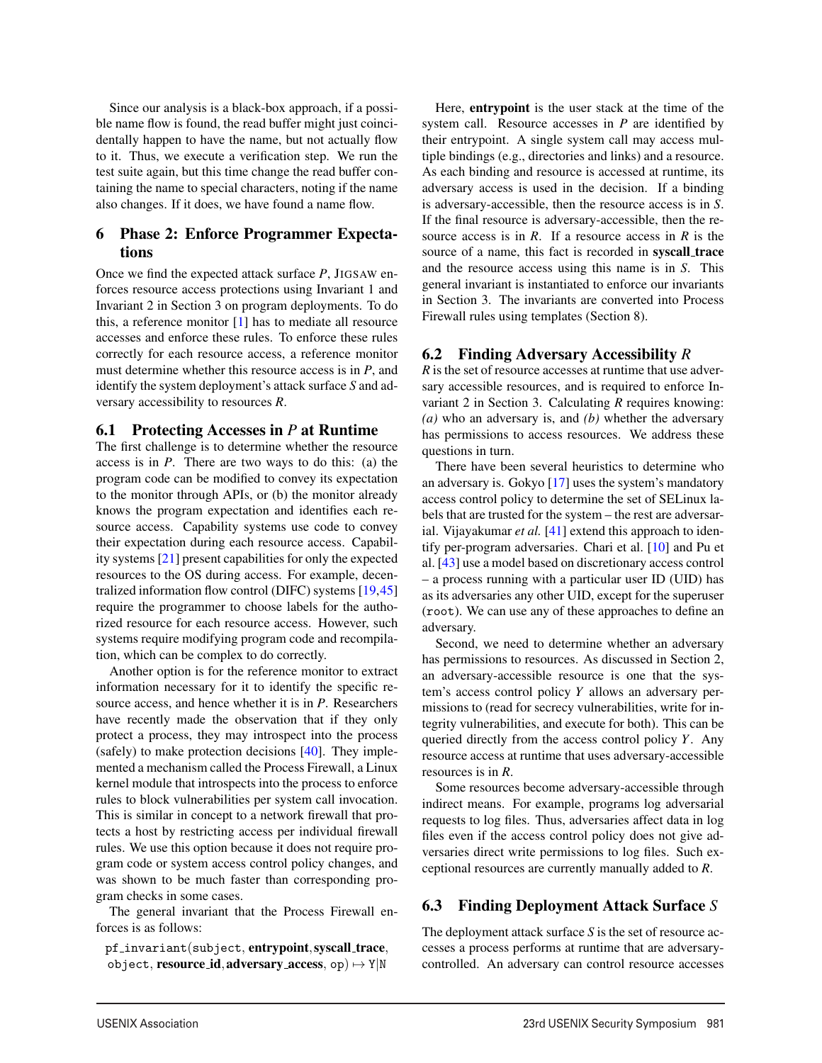Since our analysis is a black-box approach, if a possible name flow is found, the read buffer might just coincidentally happen to have the name, but not actually flow to it. Thus, we execute a verification step. We run the test suite again, but this time change the read buffer containing the name to special characters, noting if the name also changes. If it does, we have found a name flow.

## 6 Phase 2: Enforce Programmer Expectations

Once we find the expected attack surface *P*, JIGSAW enforces resource access protections using Invariant 1 and Invariant 2 in Section 3 on program deployments. To do this, a reference monitor [1] has to mediate all resource accesses and enforce these rules. To enforce these rules correctly for each resource access, a reference monitor must determine whether this resource access is in *P*, and identify the system deployment's attack surface *S* and adversary accessibility to resources *R*.

### 6.1 Protecting Accesses in *P* at Runtime

The first challenge is to determine whether the resource access is in *P*. There are two ways to do this: (a) the program code can be modified to convey its expectation to the monitor through APIs, or (b) the monitor already knows the program expectation and identifies each resource access. Capability systems use code to convey their expectation during each resource access. Capability systems [21] present capabilities for only the expected resources to the OS during access. For example, decentralized information flow control (DIFC) systems [19,45] require the programmer to choose labels for the authorized resource for each resource access. However, such systems require modifying program code and recompilation, which can be complex to do correctly.

Another option is for the reference monitor to extract information necessary for it to identify the specific resource access, and hence whether it is in *P*. Researchers have recently made the observation that if they only protect a process, they may introspect into the process (safely) to make protection decisions [40]. They implemented a mechanism called the Process Firewall, a Linux kernel module that introspects into the process to enforce rules to block vulnerabilities per system call invocation. This is similar in concept to a network firewall that protects a host by restricting access per individual firewall rules. We use this option because it does not require program code or system access control policy changes, and was shown to be much faster than corresponding program checks in some cases.

The general invariant that the Process Firewall enforces is as follows:

pf_invariant(subject, **entrypoint**, **syscall_trace**, object, **resource_id**, **adversary_access**, op) $\mapsto$ Y|N

Here, **entrypoint** is the user stack at the time of the system call. Resource accesses in *P* are identified by their entrypoint. A single system call may access multiple bindings (e.g., directories and links) and a resource. As each binding and resource is accessed at runtime, its adversary access is used in the decision. If a binding is adversary-accessible, then the resource access is in *S*. If the final resource is adversary-accessible, then the resource access is in *R*. If a resource access in *R* is the source of a name, this fact is recorded in **syscall_trace** and the resource access using this name is in *S*. This general invariant is instantiated to enforce our invariants in Section 3. The invariants are converted into Process Firewall rules using templates (Section 8).

### 6.2 Finding Adversary Accessibility *R*

*R* is the set of resource accesses at runtime that use adversary accessible resources, and is required to enforce Invariant 2 in Section 3. Calculating *R* requires knowing: *(a)* who an adversary is, and *(b)* whether the adversary has permissions to access resources. We address these questions in turn.

There have been several heuristics to determine who an adversary is. Gokyo [17] uses the system's mandatory access control policy to determine the set of SELinux labels that are trusted for the system – the rest are adversarial. Vijayakumar *et al.* [41] extend this approach to identify per-program adversaries. Chari et al. [10] and Pu et al. [43] use a model based on discretionary access control – a process running with a particular user ID (UID) has as its adversaries any other UID, except for the superuser (`root`). We can use any of these approaches to define an adversary.

Second, we need to determine whether an adversary has permissions to resources. As discussed in Section 2, an adversary-accessible resource is one that the system's access control policy *Y* allows an adversary permissions to (read for secrecy vulnerabilities, write for integrity vulnerabilities, and execute for both). This can be queried directly from the access control policy *Y*. Any resource access at runtime that uses adversary-accessible resources is in *R*.

Some resources become adversary-accessible through indirect means. For example, programs log adversarial requests to log files. Thus, adversaries affect data in log files even if the access control policy does not give adversaries direct write permissions to log files. Such exceptional resources are currently manually added to *R*.

### 6.3 Finding Deployment Attack Surface *S*

The deployment attack surface *S* is the set of resource accesses a process performs at runtime that are adversary-controlled. An adversary can control resource accesses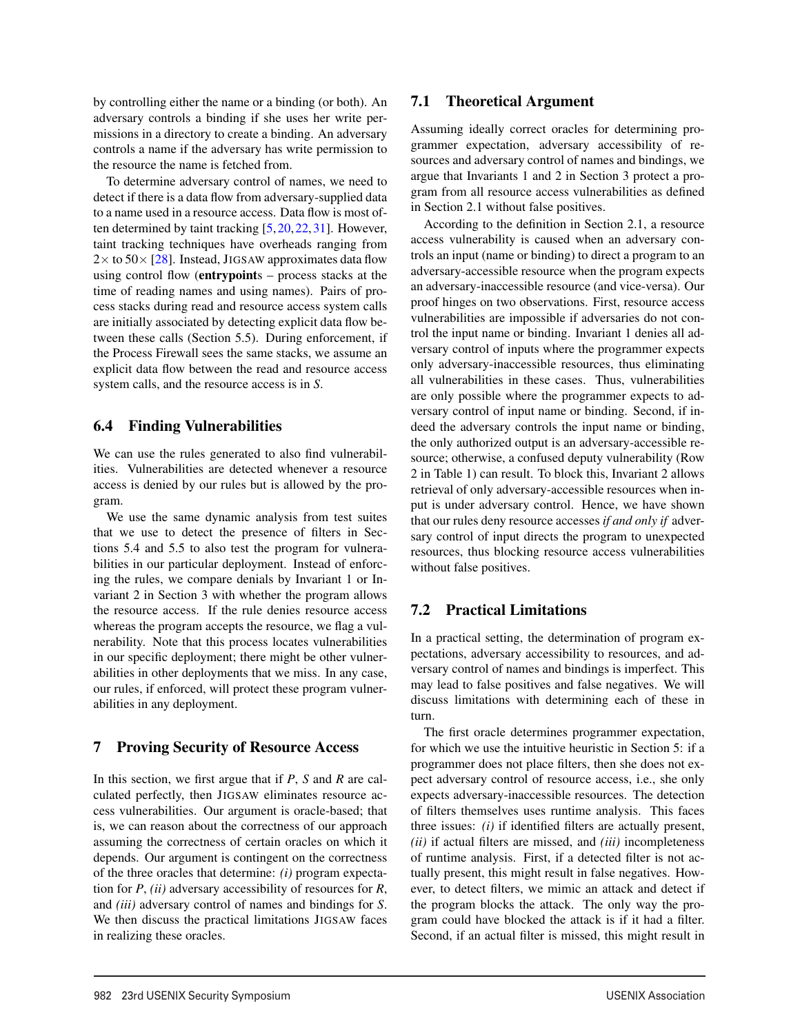by controlling either the name or a binding (or both). An adversary controls a binding if she uses her write permissions in a directory to create a binding. An adversary controls a name if the adversary has write permission to the resource the name is fetched from.

To determine adversary control of names, we need to detect if there is a data flow from adversary-supplied data to a name used in a resource access. Data flow is most often determined by taint tracking [5,20,22,31]. However, taint tracking techniques have overheads ranging from $2\times$ to $50\times$ [28]. Instead, JIGSAW approximates data flow using control flow (**entrypoint**s – process stacks at the time of reading names and using names). Pairs of process stacks during read and resource access system calls are initially associated by detecting explicit data flow between these calls (Section 5.5). During enforcement, if the Process Firewall sees the same stacks, we assume an explicit data flow between the read and resource access system calls, and the resource access is in *S*.

### 6.4 Finding Vulnerabilities

We can use the rules generated to also find vulnerabilities. Vulnerabilities are detected whenever a resource access is denied by our rules but is allowed by the program.

We use the same dynamic analysis from test suites that we use to detect the presence of filters in Sections 5.4 and 5.5 to also test the program for vulnerabilities in our particular deployment. Instead of enforcing the rules, we compare denials by Invariant 1 or Invariant 2 in Section 3 with whether the program allows the resource access. If the rule denies resource access whereas the program accepts the resource, we flag a vulnerability. Note that this process locates vulnerabilities in our specific deployment; there might be other vulnerabilities in other deployments that we miss. In any case, our rules, if enforced, will protect these program vulnerabilities in any deployment.

## 7 Proving Security of Resource Access

In this section, we first argue that if *P*, *S* and *R* are calculated perfectly, then JIGSAW eliminates resource access vulnerabilities. Our argument is oracle-based; that is, we can reason about the correctness of our approach assuming the correctness of certain oracles on which it depends. Our argument is contingent on the correctness of the three oracles that determine: *(i)* program expectation for *P*, *(ii)* adversary accessibility of resources for *R*, and *(iii)* adversary control of names and bindings for *S*. We then discuss the practical limitations JIGSAW faces in realizing these oracles.

### 7.1 Theoretical Argument

Assuming ideally correct oracles for determining programmer expectation, adversary accessibility of resources and adversary control of names and bindings, we argue that Invariants 1 and 2 in Section 3 protect a program from all resource access vulnerabilities as defined in Section 2.1 without false positives.

According to the definition in Section 2.1, a resource access vulnerability is caused when an adversary controls an input (name or binding) to direct a program to an adversary-accessible resource when the program expects an adversary-inaccessible resource (and vice-versa). Our proof hinges on two observations. First, resource access vulnerabilities are impossible if adversaries do not control the input name or binding. Invariant 1 denies all adversary control of inputs where the programmer expects only adversary-inaccessible resources, thus eliminating all vulnerabilities in these cases. Thus, vulnerabilities are only possible where the programmer expects to adversary control of input name or binding. Second, if indeed the adversary controls the input name or binding, the only authorized output is an adversary-accessible resource; otherwise, a confused deputy vulnerability (Row 2 in Table 1) can result. To block this, Invariant 2 allows retrieval of only adversary-accessible resources when input is under adversary control. Hence, we have shown that our rules deny resource accesses *if and only if* adversary control of input directs the program to unexpected resources, thus blocking resource access vulnerabilities without false positives.

### 7.2 Practical Limitations

In a practical setting, the determination of program expectations, adversary accessibility to resources, and adversary control of names and bindings is imperfect. This may lead to false positives and false negatives. We will discuss limitations with determining each of these in turn.

The first oracle determines programmer expectation, for which we use the intuitive heuristic in Section 5: if a programmer does not place filters, then she does not expect adversary control of resource access, i.e., she only expects adversary-inaccessible resources. The detection of filters themselves uses runtime analysis. This faces three issues: *(i)* if identified filters are actually present, *(ii)* if actual filters are missed, and *(iii)* incompleteness of runtime analysis. First, if a detected filter is not actually present, this might result in false negatives. However, to detect filters, we mimic an attack and detect if the program blocks the attack. The only way the program could have blocked the attack is if it had a filter. Second, if an actual filter is missed, this might result in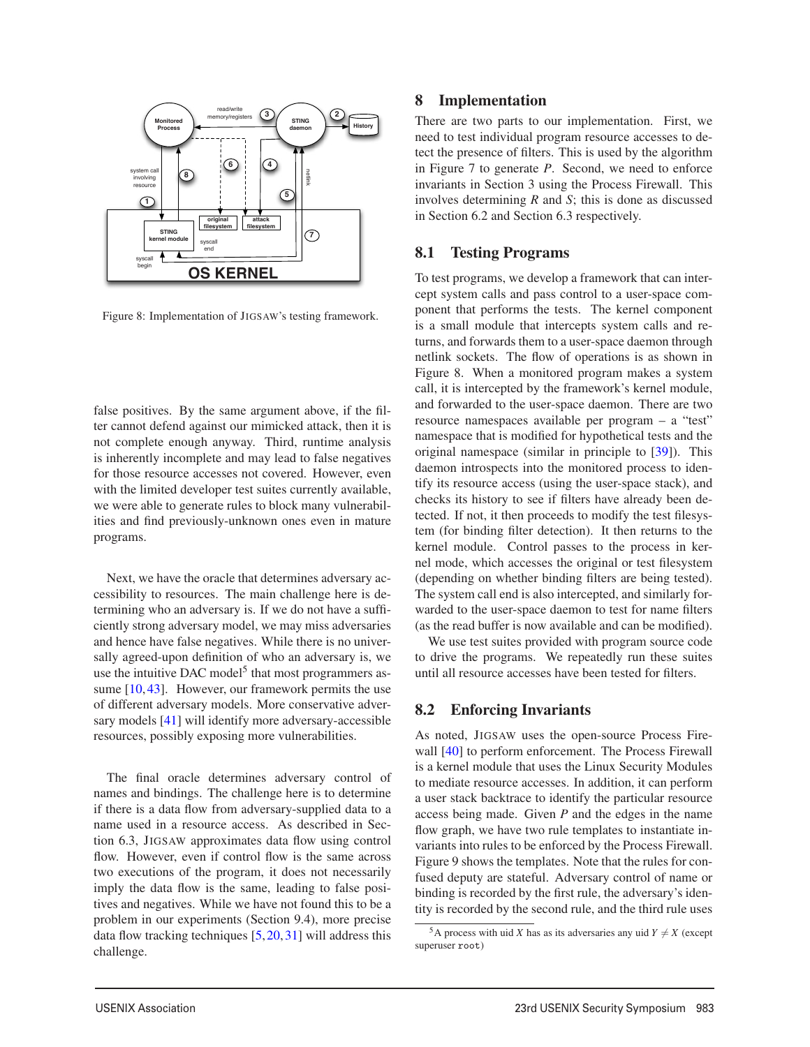Figure 8: Implementation of JIGSAW's testing framework.

false positives. By the same argument above, if the filter cannot defend against our mimicked attack, then it is not complete enough anyway. Third, runtime analysis is inherently incomplete and may lead to false negatives for those resource accesses not covered. However, even with the limited developer test suites currently available, we were able to generate rules to block many vulnerabilities and find previously-unknown ones even in mature programs.

Next, we have the oracle that determines adversary accessibility to resources. The main challenge here is determining who an adversary is. If we do not have a sufficiently strong adversary model, we may miss adversaries and hence have false negatives. While there is no universally agreed-upon definition of who an adversary is, we use the intuitive DAC model[5] that most programmers assume [10, 43]. However, our framework permits the use of different adversary models. More conservative adversary models [41] will identify more adversary-accessible resources, possibly exposing more vulnerabilities.

The final oracle determines adversary control of names and bindings. The challenge here is to determine if there is a data flow from adversary-supplied data to a name used in a resource access. As described in Section 6.3, JIGSAW approximates data flow using control flow. However, even if control flow is the same across two executions of the program, it does not necessarily imply the data flow is the same, leading to false positives and negatives. While we have not found this to be a problem in our experiments (Section 9.4), more precise data flow tracking techniques [5, 20, 31] will address this challenge.

## 8 Implementation

There are two parts to our implementation. First, we need to test individual program resource accesses to detect the presence of filters. This is used by the algorithm in Figure 7 to generate $P$. Second, we need to enforce invariants in Section 3 using the Process Firewall. This involves determining $R$ and $S$; this is done as discussed in Section 6.2 and Section 6.3 respectively.

### 8.1 Testing Programs

To test programs, we develop a framework that can intercept system calls and pass control to a user-space component that performs the tests. The kernel component is a small module that intercepts system calls and returns, and forwards them to a user-space daemon through netlink sockets. The flow of operations is as shown in Figure 8. When a monitored program makes a system call, it is intercepted by the framework's kernel module, and forwarded to the user-space daemon. There are two resource namespaces available per program – a "test" namespace that is modified for hypothetical tests and the original namespace (similar in principle to [39]). This daemon introspects into the monitored process to identify its resource access (using the user-space stack), and checks its history to see if filters have already been detected. If not, it then proceeds to modify the test filesystem (for binding filter detection). It then returns to the kernel module. Control passes to the process in kernel mode, which accesses the original or test filesystem (depending on whether binding filters are being tested). The system call end is also intercepted, and similarly forwarded to the user-space daemon to test for name filters (as the read buffer is now available and can be modified).

We use test suites provided with program source code to drive the programs. We repeatedly run these suites until all resource accesses have been tested for filters.

### 8.2 Enforcing Invariants

As noted, JIGSAW uses the open-source Process Firewall [40] to perform enforcement. The Process Firewall is a kernel module that uses the Linux Security Modules to mediate resource accesses. In addition, it can perform a user stack backtrace to identify the particular resource access being made. Given $P$ and the edges in the name flow graph, we have two rule templates to instantiate invariants into rules to be enforced by the Process Firewall. Figure 9 shows the templates. Note that the rules for confused deputy are stateful. Adversary control of name or binding is recorded by the first rule, the adversary's identity is recorded by the second rule, and the third rule uses

[5] A process with uid $X$ has as its adversaries any uid $Y \neq X$ (except superuser `root`)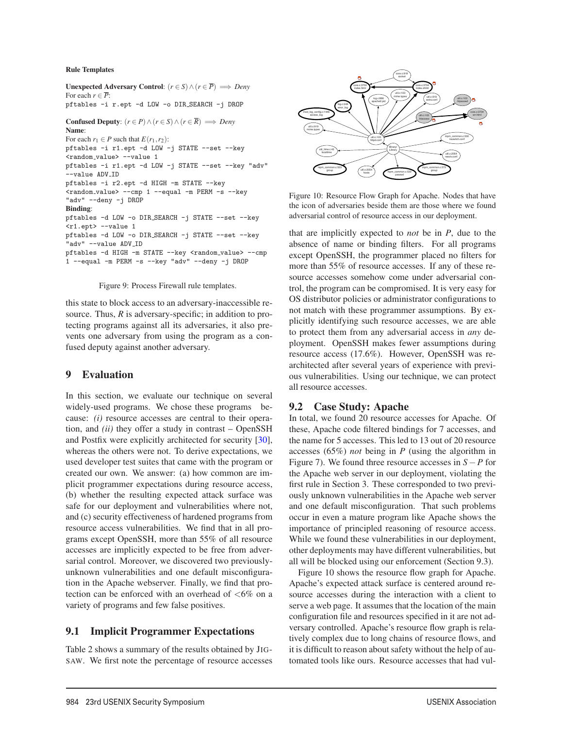**Rule Templates**

**Unexpected Adversary Control**: $(r \in S) \wedge (r \in \overline{P}) \implies Deny$
For each $r \in \overline{P}$:

```
pftables -i r.ept -d LOW -o DIR_SEARCH -j DROP
```

**Confused Deputy**: $(r \in P) \wedge (r \in S) \wedge (r \in \overline{R}) \implies Deny$
**Name**:
For each $r_1 \in P$ such that $E(r_1, r_2)$:

```
pftables -i r1.ept -d LOW -j STATE --set --key
<random_value> --value 1
pftables -i r1.ept -d LOW -j STATE --set --key "adv"
--value ADV_ID
pftables -i r2.ept -d HIGH -m STATE --key
<random_value> --cmp 1 --equal -m PERM -s --key
"adv" --deny -j DROP
```

**Binding**:

```
pftables -d LOW -o DIR_SEARCH -j STATE --set --key
<r1.ept> --value 1
pftables -d LOW -o DIR_SEARCH -j STATE --set --key
"adv" --value ADV_ID
pftables -d HIGH -m STATE --key <random_value> --cmp
1 --equal -m PERM -s --key "adv" --deny -j DROP
```

Figure 9: Process Firewall rule templates.

this state to block access to an adversary-inaccessible resource. Thus, $R$ is adversary-specific; in addition to protecting programs against all its adversaries, it also prevents one adversary from using the program as a confused deputy against another adversary.

## 9 Evaluation

In this section, we evaluate our technique on several widely-used programs. We chose these programs because: *(i)* resource accesses are central to their operation, and *(ii)* they offer a study in contrast – OpenSSH and Postfix were explicitly architected for security [30], whereas the others were not. To derive expectations, we used developer test suites that came with the program or created our own. We answer: (a) how common are implicit programmer expectations during resource access, (b) whether the resulting expected attack surface was safe for our deployment and vulnerabilities where not, and (c) security effectiveness of hardened programs from resource access vulnerabilities. We find that in all programs except OpenSSH, more than 55% of all resource accesses are implicitly expected to be free from adversarial control. Moreover, we discovered two previously-unknown vulnerabilities and one default misconfiguration in the Apache webserver. Finally, we find that protection can be enforced with an overhead of <6% on a variety of programs and few false positives.

### 9.1 Implicit Programmer Expectations

Table 2 shows a summary of the results obtained by JIGSAW. We first note the percentage of resource accesses

Figure 10: Resource Flow Graph for Apache. Nodes that have the icon of adversaries beside them are those where we found adversarial control of resource access in our deployment.

that are implicitly expected to *not* be in $P$, due to the absence of name or binding filters. For all programs except OpenSSH, the programmer placed no filters for more than 55% of resource accesses. If any of these resource accesses somehow come under adversarial control, the program can be compromised. It is very easy for OS distributor policies or administrator configurations to not match with these programmer assumptions. By explicitly identifying such resource accesses, we are able to protect them from any adversarial access in *any* deployment. OpenSSH makes fewer assumptions during resource access (17.6%). However, OpenSSH was re-architected after several years of experience with previous vulnerabilities. Using our technique, we can protect all resource accesses.

### 9.2 Case Study: Apache

In total, we found 20 resource accesses for Apache. Of these, Apache code filtered bindings for 7 accesses, and the name for 5 accesses. This led to 13 out of 20 resource accesses (65%) *not* being in $P$ (using the algorithm in Figure 7). We found three resource accesses in $S - P$ for the Apache web server in our deployment, violating the first rule in Section 3. These corresponded to two previously unknown vulnerabilities in the Apache web server and one default misconfiguration. That such problems occur in even a mature program like Apache shows the importance of principled reasoning of resource access. While we found these vulnerabilities in our deployment, other deployments may have different vulnerabilities, but all will be blocked using our enforcement (Section 9.3).

Figure 10 shows the resource flow graph for Apache. Apache's expected attack surface is centered around resource accesses during the interaction with a client to serve a web page. It assumes that the location of the main configuration file and resources specified in it are not adversary controlled. Apache's resource flow graph is relatively complex due to long chains of resource flows, and it is difficult to reason about safety without the help of automated tools like ours. Resource accesses that had vul-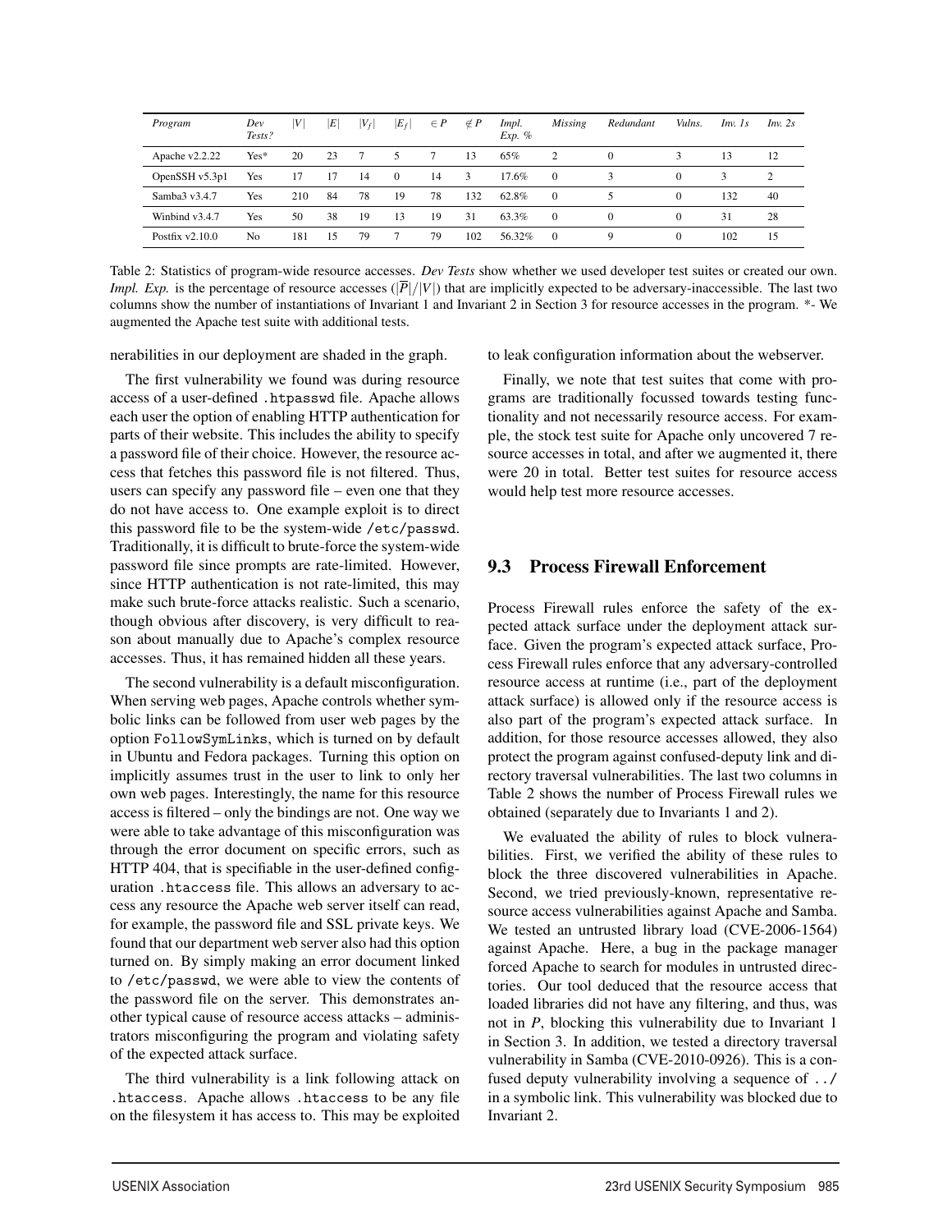| *Program* | *Dev Tests?* | $\|V\|$ | $\|E\|$ | $\|V_f\|$ | $\|E_f\|$ | $\in P$ | $\notin P$ | *Impl. Exp. %* | *Missing* | *Redundant* | *Vulns.* | *Inv. 1s* | *Inv. 2s* |
|---|---|---|---|---|---|---|---|---|---|---|---|---|---|
| Apache v2.2.22 | Yes* | 20 | 23 | 7 | 5 | 7 | 13 | 65% | 2 | 0 | 3 | 13 | 12 |
| OpenSSH v5.3p1 | Yes | 17 | 17 | 14 | 0 | 14 | 3 | 17.6% | 0 | 3 | 0 | 3 | 2 |
| Samba3 v3.4.7 | Yes | 210 | 84 | 78 | 19 | 78 | 132 | 62.8% | 0 | 5 | 0 | 132 | 40 |
| Winbind v3.4.7 | Yes | 50 | 38 | 19 | 13 | 19 | 31 | 63.3% | 0 | 0 | 0 | 31 | 28 |
| Postfix v2.10.0 | No | 181 | 15 | 79 | 7 | 79 | 102 | 56.32% | 0 | 9 | 0 | 102 | 15 |

Table 2: Statistics of program-wide resource accesses. *Dev Tests* show whether we used developer test suites or created our own. *Impl. Exp.* is the percentage of resource accesses ($|\overline{P}|/|V|$) that are implicitly expected to be adversary-inaccessible. The last two columns show the number of instantiations of Invariant 1 and Invariant 2 in Section 3 for resource accesses in the program. *- We augmented the Apache test suite with additional tests.

nerabilities in our deployment are shaded in the graph.

The first vulnerability we found was during resource access of a user-defined `.htpasswd` file. Apache allows each user the option of enabling HTTP authentication for parts of their website. This includes the ability to specify a password file of their choice. However, the resource access that fetches this password file is not filtered. Thus, users can specify any password file – even one that they do not have access to. One example exploit is to direct this password file to be the system-wide `/etc/passwd`. Traditionally, it is difficult to brute-force the system-wide password file since prompts are rate-limited. However, since HTTP authentication is not rate-limited, this may make such brute-force attacks realistic. Such a scenario, though obvious after discovery, is very difficult to reason about manually due to Apache's complex resource accesses. Thus, it has remained hidden all these years.

The second vulnerability is a default misconfiguration. When serving web pages, Apache controls whether symbolic links can be followed from user web pages by the option `FollowSymLinks`, which is turned on by default in Ubuntu and Fedora packages. Turning this option on implicitly assumes trust in the user to link to only her own web pages. Interestingly, the name for this resource access is filtered – only the bindings are not. One way we were able to take advantage of this misconfiguration was through the error document on specific errors, such as HTTP 404, that is specifiable in the user-defined configuration `.htaccess` file. This allows an adversary to access any resource the Apache web server itself can read, for example, the password file and SSL private keys. We found that our department web server also had this option turned on. By simply making an error document linked to `/etc/passwd`, we were able to view the contents of the password file on the server. This demonstrates another typical cause of resource access attacks – administrators misconfiguring the program and violating safety of the expected attack surface.

The third vulnerability is a link following attack on `.htaccess`. Apache allows `.htaccess` to be any file on the filesystem it has access to. This may be exploited to leak configuration information about the webserver.

Finally, we note that test suites that come with programs are traditionally focussed towards testing functionality and not necessarily resource access. For example, the stock test suite for Apache only uncovered 7 resource accesses in total, and after we augmented it, there were 20 in total. Better test suites for resource access would help test more resource accesses.

### 9.3 Process Firewall Enforcement

Process Firewall rules enforce the safety of the expected attack surface under the deployment attack surface. Given the program's expected attack surface, Process Firewall rules enforce that any adversary-controlled resource access at runtime (i.e., part of the deployment attack surface) is allowed only if the resource access is also part of the program's expected attack surface. In addition, for those resource accesses allowed, they also protect the program against confused-deputy link and directory traversal vulnerabilities. The last two columns in Table 2 shows the number of Process Firewall rules we obtained (separately due to Invariants 1 and 2).

We evaluated the ability of rules to block vulnerabilities. First, we verified the ability of these rules to block the three discovered vulnerabilities in Apache. Second, we tried previously-known, representative resource access vulnerabilities against Apache and Samba. We tested an untrusted library load (CVE-2006-1564) against Apache. Here, a bug in the package manager forced Apache to search for modules in untrusted directories. Our tool deduced that the resource access that loaded libraries did not have any filtering, and thus, was not in *P*, blocking this vulnerability due to Invariant 1 in Section 3. In addition, we tested a directory traversal vulnerability in Samba (CVE-2010-0926). This is a confused deputy vulnerability involving a sequence of `../` in a symbolic link. This vulnerability was blocked due to Invariant 2.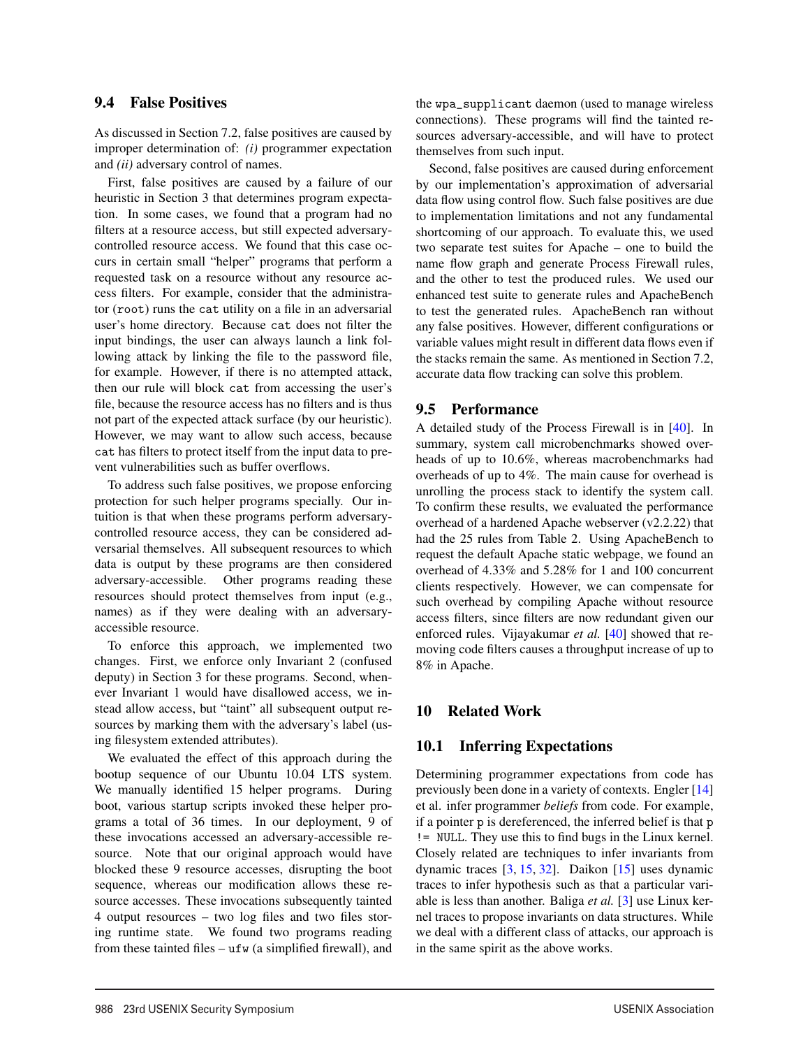### 9.4 False Positives

As discussed in Section 7.2, false positives are caused by improper determination of: *(i)* programmer expectation and *(ii)* adversary control of names.

First, false positives are caused by a failure of our heuristic in Section 3 that determines program expectation. In some cases, we found that a program had no filters at a resource access, but still expected adversary-controlled resource access. We found that this case occurs in certain small "helper" programs that perform a requested task on a resource without any resource access filters. For example, consider that the administrator (`root`) runs the `cat` utility on a file in an adversarial user's home directory. Because `cat` does not filter the input bindings, the user can always launch a link following attack by linking the file to the password file, for example. However, if there is no attempted attack, then our rule will block `cat` from accessing the user's file, because the resource access has no filters and is thus not part of the expected attack surface (by our heuristic). However, we may want to allow such access, because `cat` has filters to protect itself from the input data to prevent vulnerabilities such as buffer overflows.

To address such false positives, we propose enforcing protection for such helper programs specially. Our intuition is that when these programs perform adversary-controlled resource access, they can be considered adversarial themselves. All subsequent resources to which data is output by these programs are then considered adversary-accessible. Other programs reading these resources should protect themselves from input (e.g., names) as if they were dealing with an adversary-accessible resource.

To enforce this approach, we implemented two changes. First, we enforce only Invariant 2 (confused deputy) in Section 3 for these programs. Second, whenever Invariant 1 would have disallowed access, we instead allow access, but "taint" all subsequent output resources by marking them with the adversary's label (using filesystem extended attributes).

We evaluated the effect of this approach during the bootup sequence of our Ubuntu 10.04 LTS system. We manually identified 15 helper programs. During boot, various startup scripts invoked these helper programs a total of 36 times. In our deployment, 9 of these invocations accessed an adversary-accessible resource. Note that our original approach would have blocked these 9 resource accesses, disrupting the boot sequence, whereas our modification allows these resource accesses. These invocations subsequently tainted 4 output resources – two log files and two files storing runtime state. We found two programs reading from these tainted files – `ufw` (a simplified firewall), and the `wpa_supplicant` daemon (used to manage wireless connections). These programs will find the tainted resources adversary-accessible, and will have to protect themselves from such input.

Second, false positives are caused during enforcement by our implementation's approximation of adversarial data flow using control flow. Such false positives are due to implementation limitations and not any fundamental shortcoming of our approach. To evaluate this, we used two separate test suites for Apache – one to build the name flow graph and generate Process Firewall rules, and the other to test the produced rules. We used our enhanced test suite to generate rules and ApacheBench to test the generated rules. ApacheBench ran without any false positives. However, different configurations or variable values might result in different data flows even if the stacks remain the same. As mentioned in Section 7.2, accurate data flow tracking can solve this problem.

### 9.5 Performance

A detailed study of the Process Firewall is in [40]. In summary, system call microbenchmarks showed overheads of up to 10.6%, whereas macrobenchmarks had overheads of up to 4%. The main cause for overhead is unrolling the process stack to identify the system call. To confirm these results, we evaluated the performance overhead of a hardened Apache webserver (v2.2.22) that had the 25 rules from Table 2. Using ApacheBench to request the default Apache static webpage, we found an overhead of 4.33% and 5.28% for 1 and 100 concurrent clients respectively. However, we can compensate for such overhead by compiling Apache without resource access filters, since filters are now redundant given our enforced rules. Vijayakumar *et al.* [40] showed that removing code filters causes a throughput increase of up to 8% in Apache.

## 10 Related Work

### 10.1 Inferring Expectations

Determining programmer expectations from code has previously been done in a variety of contexts. Engler [14] et al. infer programmer *beliefs* from code. For example, if a pointer `p` is dereferenced, the inferred belief is that `p != NULL`. They use this to find bugs in the Linux kernel. Closely related are techniques to infer invariants from dynamic traces [3, 15, 32]. Daikon [15] uses dynamic traces to infer hypothesis such as that a particular variable is less than another. Baliga *et al.* [3] use Linux kernel traces to propose invariants on data structures. While we deal with a different class of attacks, our approach is in the same spirit as the above works.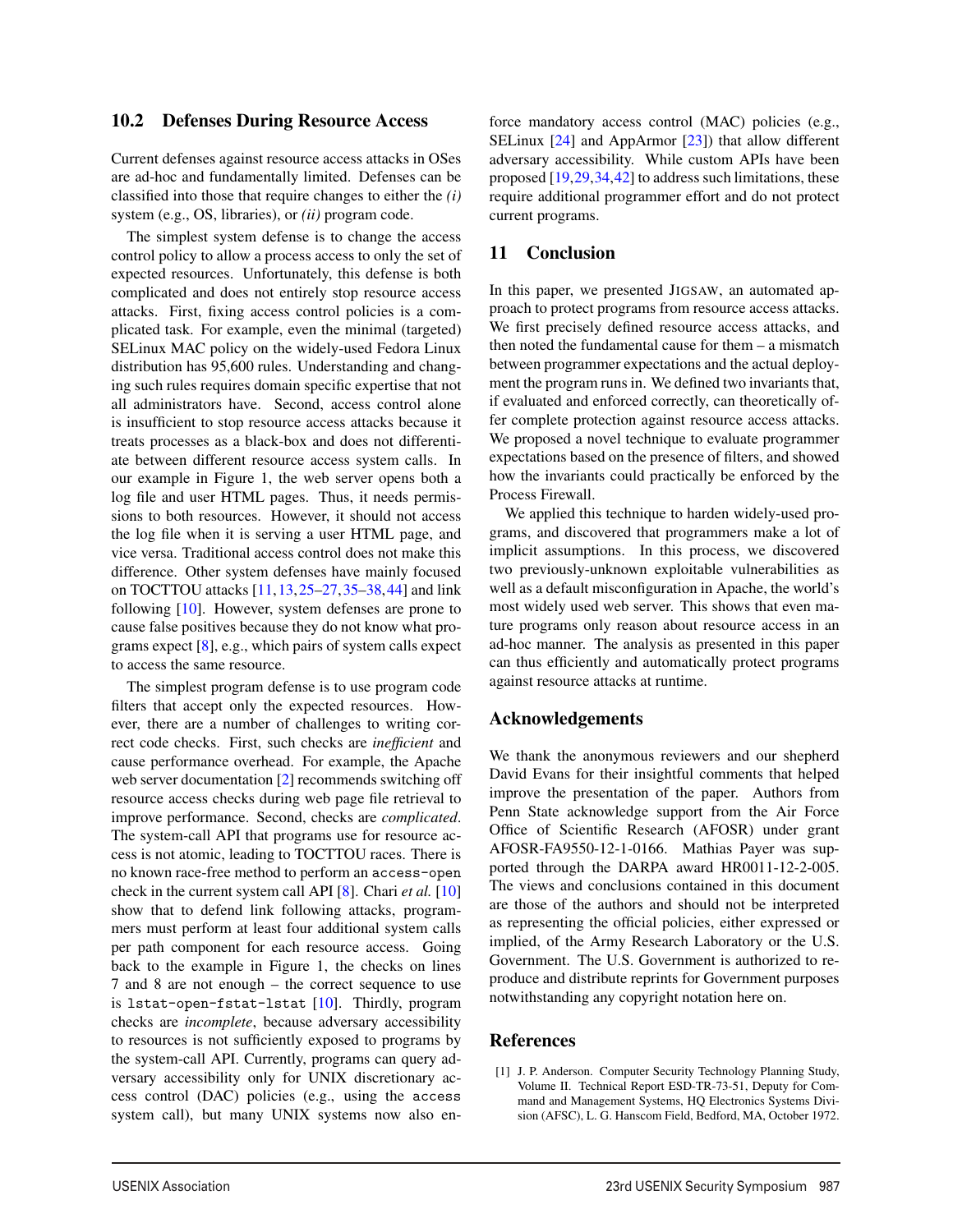## 10.2 Defenses During Resource Access

Current defenses against resource access attacks in OSes are ad-hoc and fundamentally limited. Defenses can be classified into those that require changes to either the *(i)* system (e.g., OS, libraries), or *(ii)* program code.

The simplest system defense is to change the access control policy to allow a process access to only the set of expected resources. Unfortunately, this defense is both complicated and does not entirely stop resource access attacks. First, fixing access control policies is a complicated task. For example, even the minimal (targeted) SELinux MAC policy on the widely-used Fedora Linux distribution has 95,600 rules. Understanding and changing such rules requires domain specific expertise that not all administrators have. Second, access control alone is insufficient to stop resource access attacks because it treats processes as a black-box and does not differentiate between different resource access system calls. In our example in Figure 1, the web server opens both a log file and user HTML pages. Thus, it needs permissions to both resources. However, it should not access the log file when it is serving a user HTML page, and vice versa. Traditional access control does not make this difference. Other system defenses have mainly focused on TOCTTOU attacks [11,13,25–27,35–38,44] and link following [10]. However, system defenses are prone to cause false positives because they do not know what programs expect [8], e.g., which pairs of system calls expect to access the same resource.

The simplest program defense is to use program code filters that accept only the expected resources. However, there are a number of challenges to writing correct code checks. First, such checks are *inefficient* and cause performance overhead. For example, the Apache web server documentation [2] recommends switching off resource access checks during web page file retrieval to improve performance. Second, checks are *complicated*. The system-call API that programs use for resource access is not atomic, leading to TOCTTOU races. There is no known race-free method to perform an `access-open` check in the current system call API [8]. Chari *et al.* [10] show that to defend link following attacks, programmers must perform at least four additional system calls per path component for each resource access. Going back to the example in Figure 1, the checks on lines 7 and 8 are not enough – the correct sequence to use is `lstat-open-fstat-lstat` [10]. Thirdly, program checks are *incomplete*, because adversary accessibility to resources is not sufficiently exposed to programs by the system-call API. Currently, programs can query adversary accessibility only for UNIX discretionary access control (DAC) policies (e.g., using the `access` system call), but many UNIX systems now also enforce mandatory access control (MAC) policies (e.g., SELinux [24] and AppArmor [23]) that allow different adversary accessibility. While custom APIs have been proposed [19,29,34,42] to address such limitations, these require additional programmer effort and do not protect current programs.

## 11 Conclusion

In this paper, we presented JIGSAW, an automated approach to protect programs from resource access attacks. We first precisely defined resource access attacks, and then noted the fundamental cause for them – a mismatch between programmer expectations and the actual deployment the program runs in. We defined two invariants that, if evaluated and enforced correctly, can theoretically offer complete protection against resource access attacks. We proposed a novel technique to evaluate programmer expectations based on the presence of filters, and showed how the invariants could practically be enforced by the Process Firewall.

We applied this technique to harden widely-used programs, and discovered that programmers make a lot of implicit assumptions. In this process, we discovered two previously-unknown exploitable vulnerabilities as well as a default misconfiguration in Apache, the world's most widely used web server. This shows that even mature programs only reason about resource access in an ad-hoc manner. The analysis as presented in this paper can thus efficiently and automatically protect programs against resource attacks at runtime.

## Acknowledgements

We thank the anonymous reviewers and our shepherd David Evans for their insightful comments that helped improve the presentation of the paper. Authors from Penn State acknowledge support from the Air Force Office of Scientific Research (AFOSR) under grant AFOSR-FA9550-12-1-0166. Mathias Payer was supported through the DARPA award HR0011-12-2-005. The views and conclusions contained in this document are those of the authors and should not be interpreted as representing the official policies, either expressed or implied, of the Army Research Laboratory or the U.S. Government. The U.S. Government is authorized to reproduce and distribute reprints for Government purposes notwithstanding any copyright notation here on.

## References

[1] J. P. Anderson. Computer Security Technology Planning Study, Volume II. Technical Report ESD-TR-73-51, Deputy for Command and Management Systems, HQ Electronics Systems Division (AFSC), L. G. Hanscom Field, Bedford, MA, October 1972.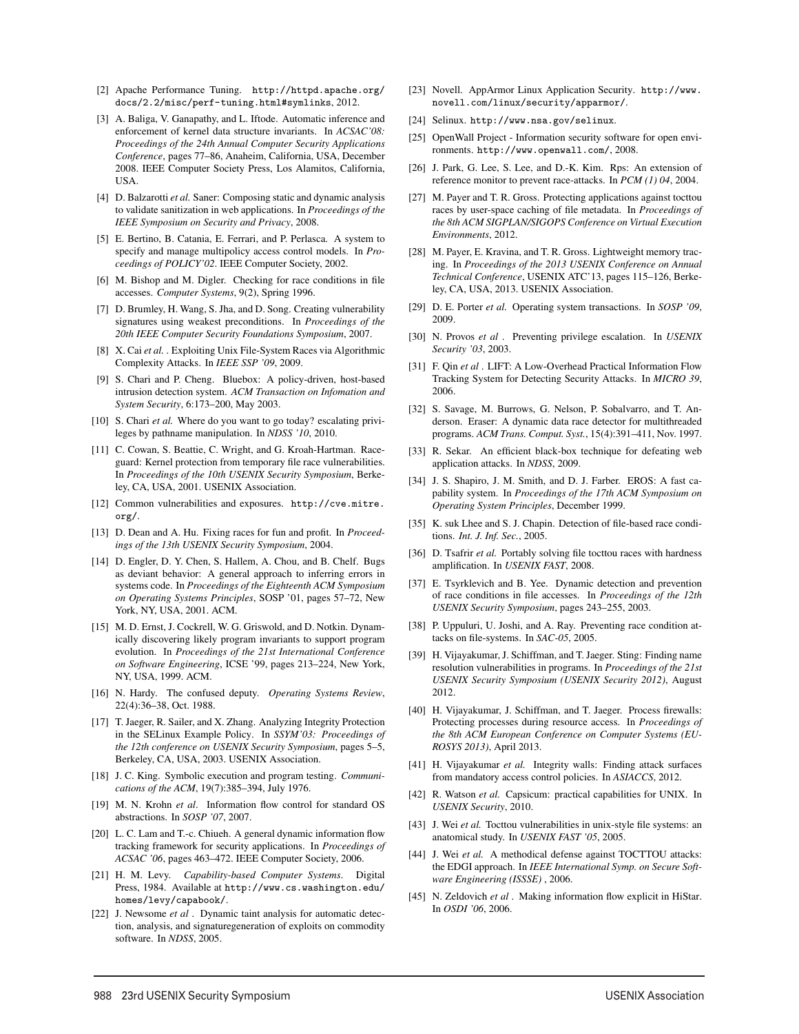[2] Apache Performance Tuning. http://httpd.apache.org/docs/2.2/misc/perf-tuning.html#symlinks, 2012.

[3] A. Baliga, V. Ganapathy, and L. Iftode. Automatic inference and enforcement of kernel data structure invariants. In *ACSAC'08: Proceedings of the 24th Annual Computer Security Applications Conference*, pages 77–86, Anaheim, California, USA, December 2008. IEEE Computer Society Press, Los Alamitos, California, USA.

[4] D. Balzarotti *et al.* Saner: Composing static and dynamic analysis to validate sanitization in web applications. In *Proceedings of the IEEE Symposium on Security and Privacy*, 2008.

[5] E. Bertino, B. Catania, E. Ferrari, and P. Perlasca. A system to specify and manage multipolicy access control models. In *Proceedings of POLICY'02*. IEEE Computer Society, 2002.

[6] M. Bishop and M. Digler. Checking for race conditions in file accesses. *Computer Systems*, 9(2), Spring 1996.

[7] D. Brumley, H. Wang, S. Jha, and D. Song. Creating vulnerability signatures using weakest preconditions. In *Proceedings of the 20th IEEE Computer Security Foundations Symposium*, 2007.

[8] X. Cai *et al.* . Exploiting Unix File-System Races via Algorithmic Complexity Attacks. In *IEEE SSP '09*, 2009.

[9] S. Chari and P. Cheng. Bluebox: A policy-driven, host-based intrusion detection system. *ACM Transaction on Infomation and System Security*, 6:173–200, May 2003.

[10] S. Chari *et al.* Where do you want to go today? escalating privileges by pathname manipulation. In *NDSS '10*, 2010.

[11] C. Cowan, S. Beattie, C. Wright, and G. Kroah-Hartman. Raceguard: Kernel protection from temporary file race vulnerabilities. In *Proceedings of the 10th USENIX Security Symposium*, Berkeley, CA, USA, 2001. USENIX Association.

[12] Common vulnerabilities and exposures. http://cve.mitre.org/.

[13] D. Dean and A. Hu. Fixing races for fun and profit. In *Proceedings of the 13th USENIX Security Symposium*, 2004.

[14] D. Engler, D. Y. Chen, S. Hallem, A. Chou, and B. Chelf. Bugs as deviant behavior: A general approach to inferring errors in systems code. In *Proceedings of the Eighteenth ACM Symposium on Operating Systems Principles*, SOSP '01, pages 57–72, New York, NY, USA, 2001. ACM.

[15] M. D. Ernst, J. Cockrell, W. G. Griswold, and D. Notkin. Dynamically discovering likely program invariants to support program evolution. In *Proceedings of the 21st International Conference on Software Engineering*, ICSE '99, pages 213–224, New York, NY, USA, 1999. ACM.

[16] N. Hardy. The confused deputy. *Operating Systems Review*, 22(4):36–38, Oct. 1988.

[17] T. Jaeger, R. Sailer, and X. Zhang. Analyzing Integrity Protection in the SELinux Example Policy. In *SSYM'03: Proceedings of the 12th conference on USENIX Security Symposium*, pages 5–5, Berkeley, CA, USA, 2003. USENIX Association.

[18] J. C. King. Symbolic execution and program testing. *Communications of the ACM*, 19(7):385–394, July 1976.

[19] M. N. Krohn *et al*. Information flow control for standard OS abstractions. In *SOSP '07*, 2007.

[20] L. C. Lam and T.-c. Chiueh. A general dynamic information flow tracking framework for security applications. In *Proceedings of ACSAC '06*, pages 463–472. IEEE Computer Society, 2006.

[21] H. M. Levy. *Capability-based Computer Systems*. Digital Press, 1984. Available at http://www.cs.washington.edu/homes/levy/capabook/.

[22] J. Newsome *et al* . Dynamic taint analysis for automatic detection, analysis, and signaturegeneration of exploits on commodity software. In *NDSS*, 2005.

[23] Novell. AppArmor Linux Application Security. http://www.novell.com/linux/security/apparmor/.

[24] Selinux. http://www.nsa.gov/selinux.

[25] OpenWall Project - Information security software for open environments. http://www.openwall.com/, 2008.

[26] J. Park, G. Lee, S. Lee, and D.-K. Kim. Rps: An extension of reference monitor to prevent race-attacks. In *PCM (1) 04*, 2004.

[27] M. Payer and T. R. Gross. Protecting applications against tocttou races by user-space caching of file metadata. In *Proceedings of the 8th ACM SIGPLAN/SIGOPS Conference on Virtual Execution Environments*, 2012.

[28] M. Payer, E. Kravina, and T. R. Gross. Lightweight memory tracing. In *Proceedings of the 2013 USENIX Conference on Annual Technical Conference*, USENIX ATC'13, pages 115–126, Berkeley, CA, USA, 2013. USENIX Association.

[29] D. E. Porter *et al.* Operating system transactions. In *SOSP '09*, 2009.

[30] N. Provos *et al* . Preventing privilege escalation. In *USENIX Security '03*, 2003.

[31] F. Qin *et al* . LIFT: A Low-Overhead Practical Information Flow Tracking System for Detecting Security Attacks. In *MICRO 39*, 2006.

[32] S. Savage, M. Burrows, G. Nelson, P. Sobalvarro, and T. Anderson. Eraser: A dynamic data race detector for multithreaded programs. *ACM Trans. Comput. Syst.*, 15(4):391–411, Nov. 1997.

[33] R. Sekar. An efficient black-box technique for defeating web application attacks. In *NDSS*, 2009.

[34] J. S. Shapiro, J. M. Smith, and D. J. Farber. EROS: A fast capability system. In *Proceedings of the 17th ACM Symposium on Operating System Principles*, December 1999.

[35] K. suk Lhee and S. J. Chapin. Detection of file-based race conditions. *Int. J. Inf. Sec.*, 2005.

[36] D. Tsafrir *et al.* Portably solving file tocttou races with hardness amplification. In *USENIX FAST*, 2008.

[37] E. Tsyrklevich and B. Yee. Dynamic detection and prevention of race conditions in file accesses. In *Proceedings of the 12th USENIX Security Symposium*, pages 243–255, 2003.

[38] P. Uppuluri, U. Joshi, and A. Ray. Preventing race condition attacks on file-systems. In *SAC-05*, 2005.

[39] H. Vijayakumar, J. Schiffman, and T. Jaeger. Sting: Finding name resolution vulnerabilities in programs. In *Proceedings of the 21st USENIX Security Symposium (USENIX Security 2012)*, August 2012.

[40] H. Vijayakumar, J. Schiffman, and T. Jaeger. Process firewalls: Protecting processes during resource access. In *Proceedings of the 8th ACM European Conference on Computer Systems (EUROSYS 2013)*, April 2013.

[41] H. Vijayakumar *et al.* Integrity walls: Finding attack surfaces from mandatory access control policies. In *ASIACCS*, 2012.

[42] R. Watson *et al.* Capsicum: practical capabilities for UNIX. In *USENIX Security*, 2010.

[43] J. Wei *et al.* Tocttou vulnerabilities in unix-style file systems: an anatomical study. In *USENIX FAST '05*, 2005.

[44] J. Wei *et al.* A methodical defense against TOCTTOU attacks: the EDGI approach. In *IEEE International Symp. on Secure Software Engineering (ISSSE)* , 2006.

[45] N. Zeldovich *et al* . Making information flow explicit in HiStar. In *OSDI '06*, 2006.